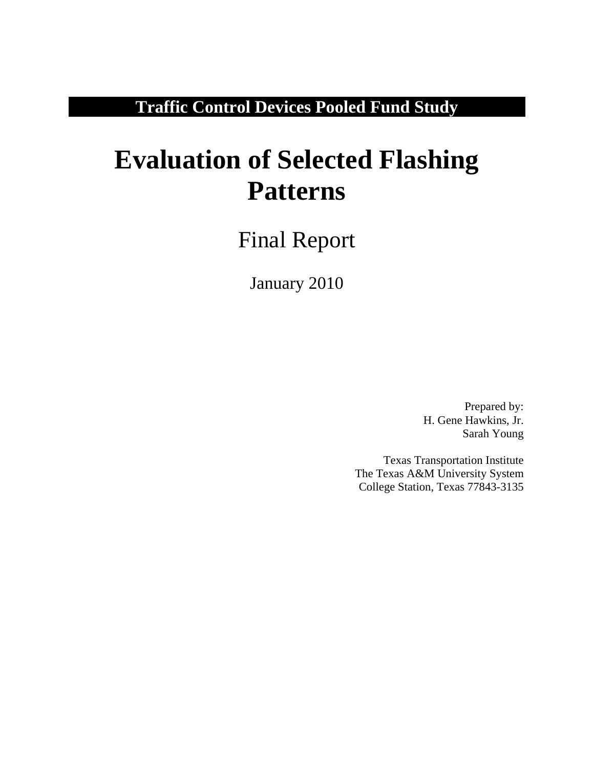**Traffic Control Devices Pooled Fund Study**

# Evaluation of Selected Flashing Patterns

Final Report

January 2010

Prepared by:
H. Gene Hawkins, Jr.
Sarah Young

Texas Transportation Institute
The Texas A&M University System
College Station, Texas 77843-3135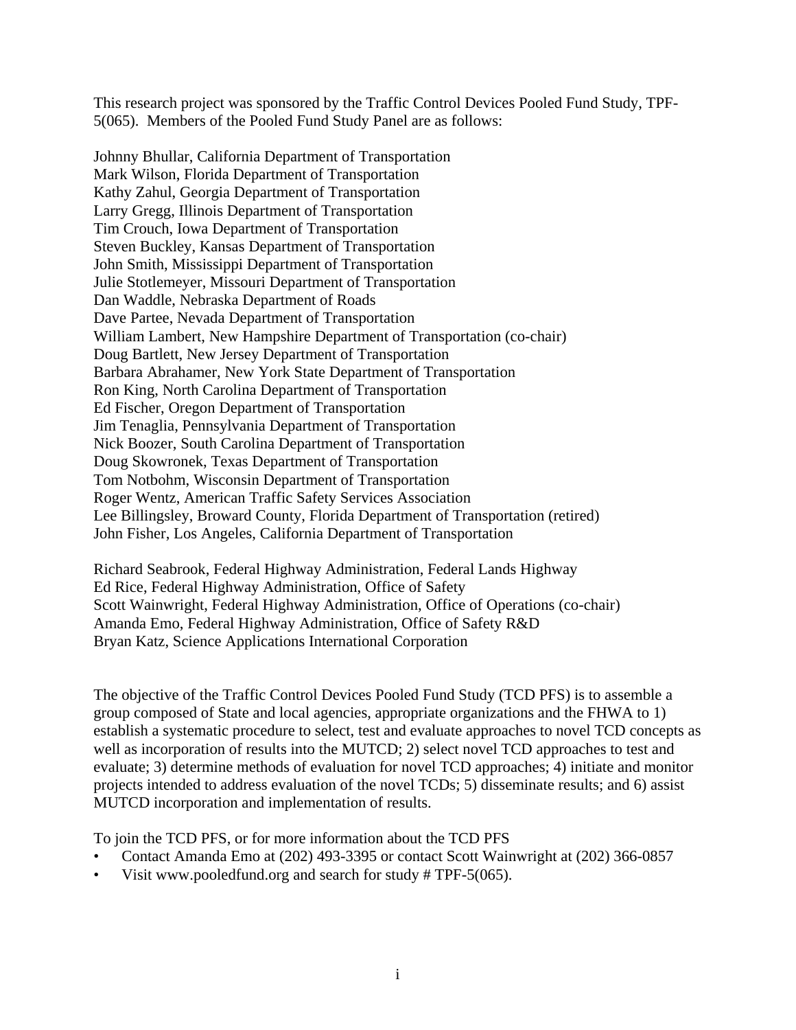This research project was sponsored by the Traffic Control Devices Pooled Fund Study, TPF-5(065). Members of the Pooled Fund Study Panel are as follows:

Johnny Bhullar, California Department of Transportation
Mark Wilson, Florida Department of Transportation
Kathy Zahul, Georgia Department of Transportation
Larry Gregg, Illinois Department of Transportation
Tim Crouch, Iowa Department of Transportation
Steven Buckley, Kansas Department of Transportation
John Smith, Mississippi Department of Transportation
Julie Stotlemeyer, Missouri Department of Transportation
Dan Waddle, Nebraska Department of Roads
Dave Partee, Nevada Department of Transportation
William Lambert, New Hampshire Department of Transportation (co-chair)
Doug Bartlett, New Jersey Department of Transportation
Barbara Abrahamer, New York State Department of Transportation
Ron King, North Carolina Department of Transportation
Ed Fischer, Oregon Department of Transportation
Jim Tenaglia, Pennsylvania Department of Transportation
Nick Boozer, South Carolina Department of Transportation
Doug Skowronek, Texas Department of Transportation
Tom Notbohm, Wisconsin Department of Transportation
Roger Wentz, American Traffic Safety Services Association
Lee Billingsley, Broward County, Florida Department of Transportation (retired)
John Fisher, Los Angeles, California Department of Transportation

Richard Seabrook, Federal Highway Administration, Federal Lands Highway
Ed Rice, Federal Highway Administration, Office of Safety
Scott Wainwright, Federal Highway Administration, Office of Operations (co-chair)
Amanda Emo, Federal Highway Administration, Office of Safety R&D
Bryan Katz, Science Applications International Corporation

The objective of the Traffic Control Devices Pooled Fund Study (TCD PFS) is to assemble a group composed of State and local agencies, appropriate organizations and the FHWA to 1) establish a systematic procedure to select, test and evaluate approaches to novel TCD concepts as well as incorporation of results into the MUTCD; 2) select novel TCD approaches to test and evaluate; 3) determine methods of evaluation for novel TCD approaches; 4) initiate and monitor projects intended to address evaluation of the novel TCDs; 5) disseminate results; and 6) assist MUTCD incorporation and implementation of results.

To join the TCD PFS, or for more information about the TCD PFS

- Contact Amanda Emo at (202) 493-3395 or contact Scott Wainwright at (202) 366-0857
- Visit www.pooledfund.org and search for study # TPF-5(065).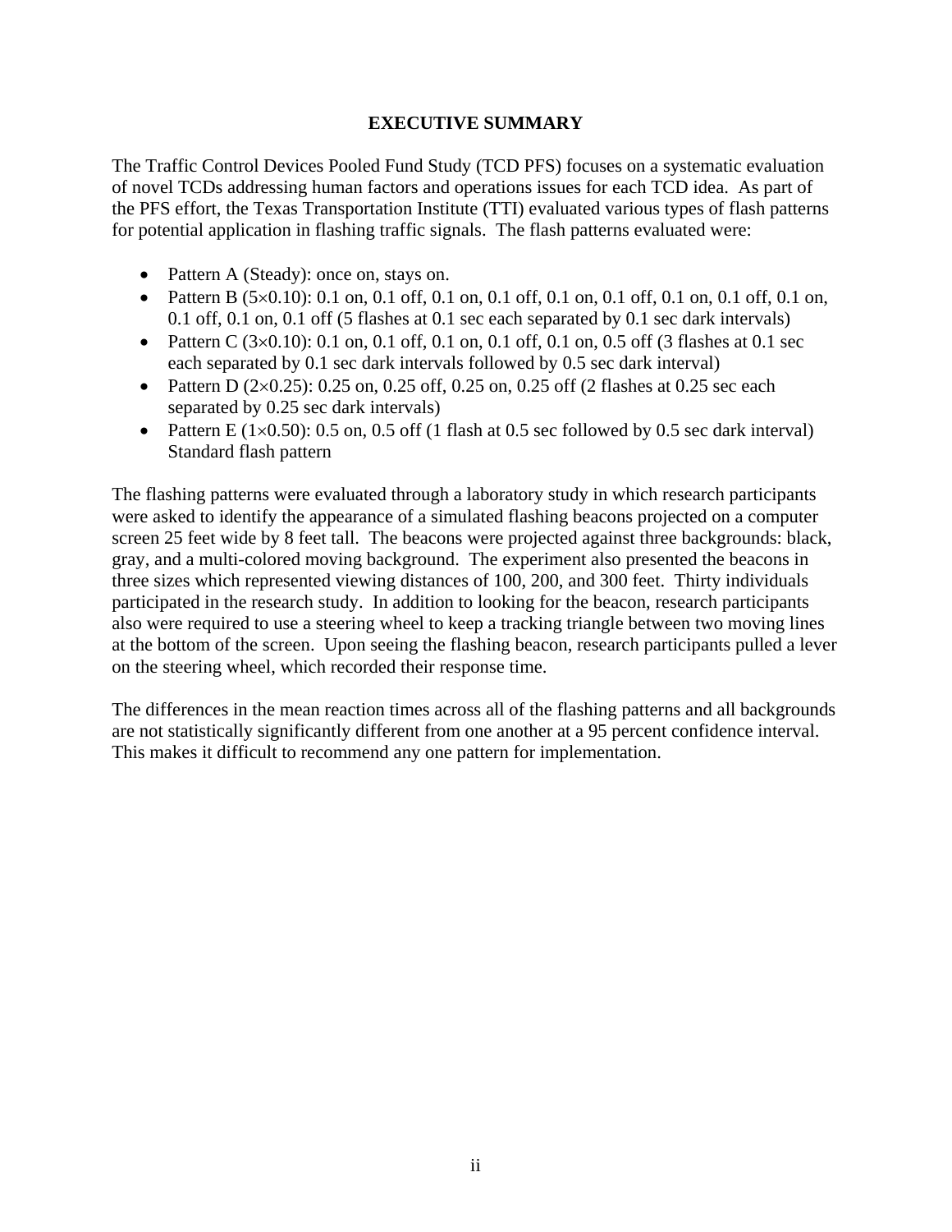# EXECUTIVE SUMMARY

The Traffic Control Devices Pooled Fund Study (TCD PFS) focuses on a systematic evaluation of novel TCDs addressing human factors and operations issues for each TCD idea. As part of the PFS effort, the Texas Transportation Institute (TTI) evaluated various types of flash patterns for potential application in flashing traffic signals. The flash patterns evaluated were:

- Pattern A (Steady): once on, stays on.
- Pattern B (5×0.10): 0.1 on, 0.1 off, 0.1 on, 0.1 off, 0.1 on, 0.1 off, 0.1 on, 0.1 off, 0.1 on, 0.1 off, 0.1 on, 0.1 off (5 flashes at 0.1 sec each separated by 0.1 sec dark intervals)
- Pattern C (3×0.10): 0.1 on, 0.1 off, 0.1 on, 0.1 off, 0.1 on, 0.5 off (3 flashes at 0.1 sec each separated by 0.1 sec dark intervals followed by 0.5 sec dark interval)
- Pattern D (2×0.25): 0.25 on, 0.25 off, 0.25 on, 0.25 off (2 flashes at 0.25 sec each separated by 0.25 sec dark intervals)
- Pattern E (1×0.50): 0.5 on, 0.5 off (1 flash at 0.5 sec followed by 0.5 sec dark interval) Standard flash pattern

The flashing patterns were evaluated through a laboratory study in which research participants were asked to identify the appearance of a simulated flashing beacons projected on a computer screen 25 feet wide by 8 feet tall. The beacons were projected against three backgrounds: black, gray, and a multi-colored moving background. The experiment also presented the beacons in three sizes which represented viewing distances of 100, 200, and 300 feet. Thirty individuals participated in the research study. In addition to looking for the beacon, research participants also were required to use a steering wheel to keep a tracking triangle between two moving lines at the bottom of the screen. Upon seeing the flashing beacon, research participants pulled a lever on the steering wheel, which recorded their response time.

The differences in the mean reaction times across all of the flashing patterns and all backgrounds are not statistically significantly different from one another at a 95 percent confidence interval. This makes it difficult to recommend any one pattern for implementation.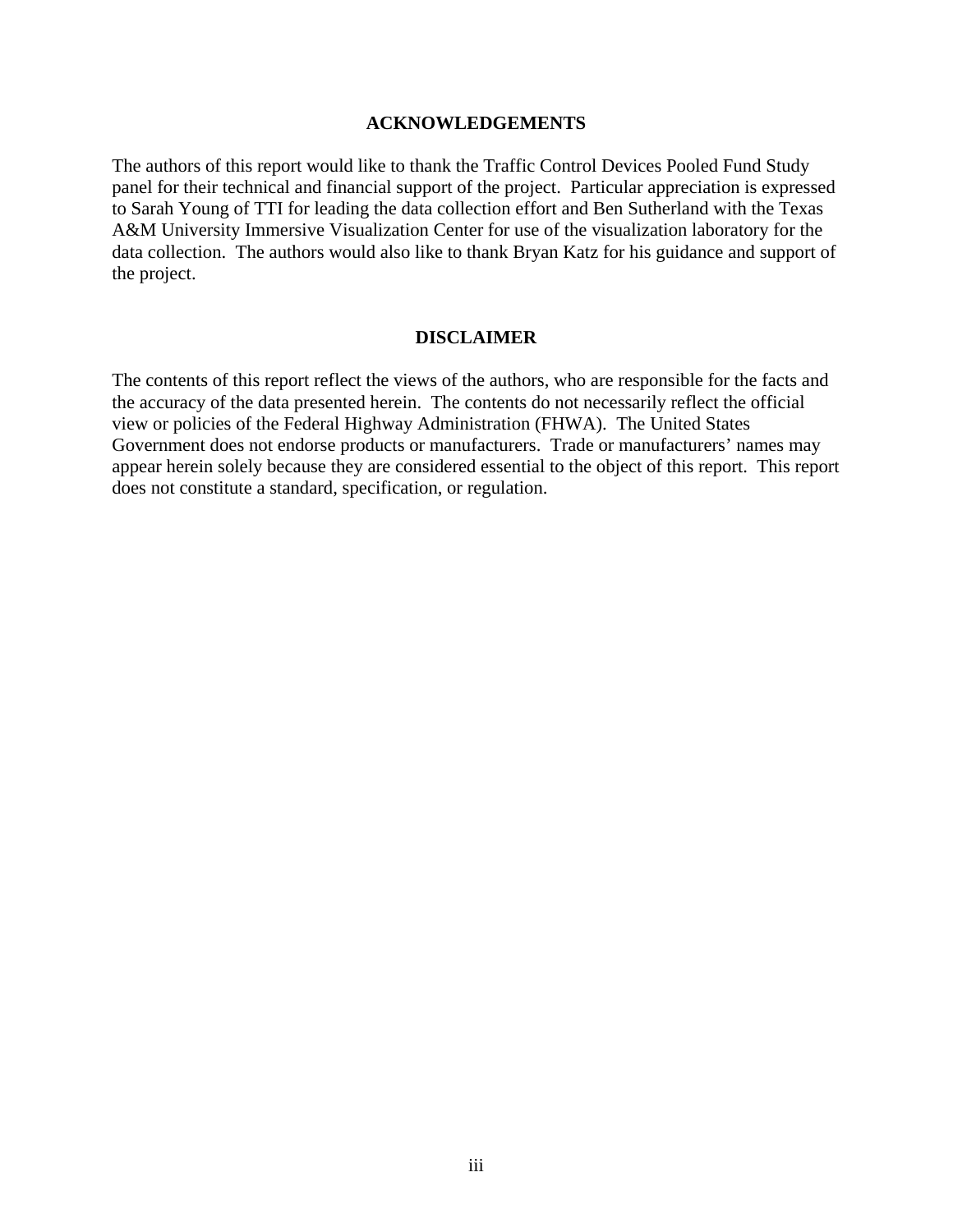## ACKNOWLEDGEMENTS

The authors of this report would like to thank the Traffic Control Devices Pooled Fund Study panel for their technical and financial support of the project. Particular appreciation is expressed to Sarah Young of TTI for leading the data collection effort and Ben Sutherland with the Texas A&M University Immersive Visualization Center for use of the visualization laboratory for the data collection. The authors would also like to thank Bryan Katz for his guidance and support of the project.

## DISCLAIMER

The contents of this report reflect the views of the authors, who are responsible for the facts and the accuracy of the data presented herein. The contents do not necessarily reflect the official view or policies of the Federal Highway Administration (FHWA). The United States Government does not endorse products or manufacturers. Trade or manufacturers' names may appear herein solely because they are considered essential to the object of this report. This report does not constitute a standard, specification, or regulation.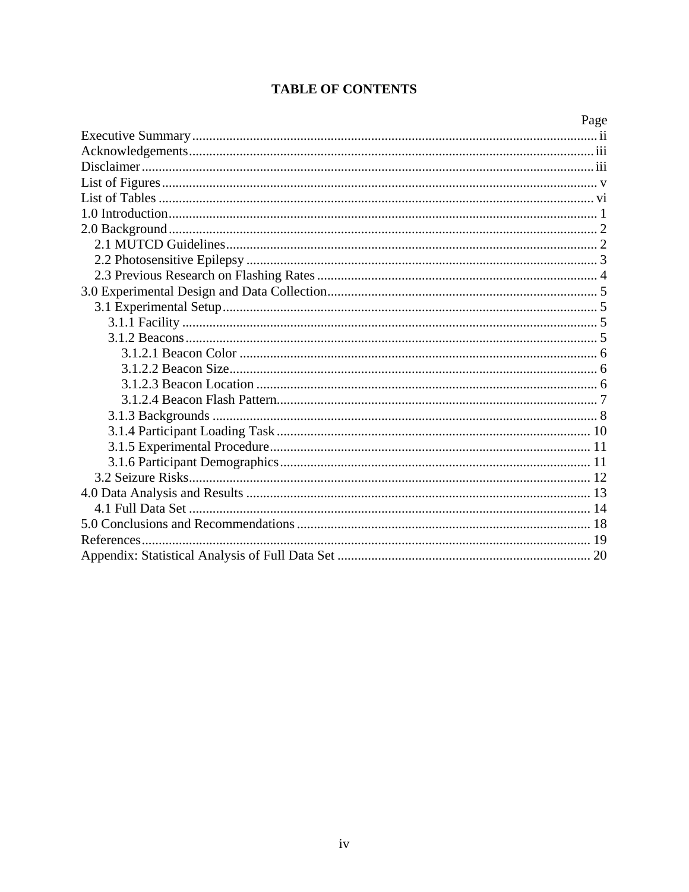**TABLE OF CONTENTS**

| | Page |
|---|---|
| Executive Summary | ii |
| Acknowledgements | iii |
| Disclaimer | iii |
| List of Figures | v |
| List of Tables | vi |
| 1.0 Introduction | 1 |
| 2.0 Background | 2 |
| 2.1 MUTCD Guidelines | 2 |
| 2.2 Photosensitive Epilepsy | 3 |
| 2.3 Previous Research on Flashing Rates | 4 |
| 3.0 Experimental Design and Data Collection | 5 |
| 3.1 Experimental Setup | 5 |
| 3.1.1 Facility | 5 |
| 3.1.2 Beacons | 5 |
| 3.1.2.1 Beacon Color | 6 |
| 3.1.2.2 Beacon Size | 6 |
| 3.1.2.3 Beacon Location | 6 |
| 3.1.2.4 Beacon Flash Pattern | 7 |
| 3.1.3 Backgrounds | 8 |
| 3.1.4 Participant Loading Task | 10 |
| 3.1.5 Experimental Procedure | 11 |
| 3.1.6 Participant Demographics | 11 |
| 3.2 Seizure Risks | 12 |
| 4.0 Data Analysis and Results | 13 |
| 4.1 Full Data Set | 14 |
| 5.0 Conclusions and Recommendations | 18 |
| References | 19 |
| Appendix: Statistical Analysis of Full Data Set | 20 |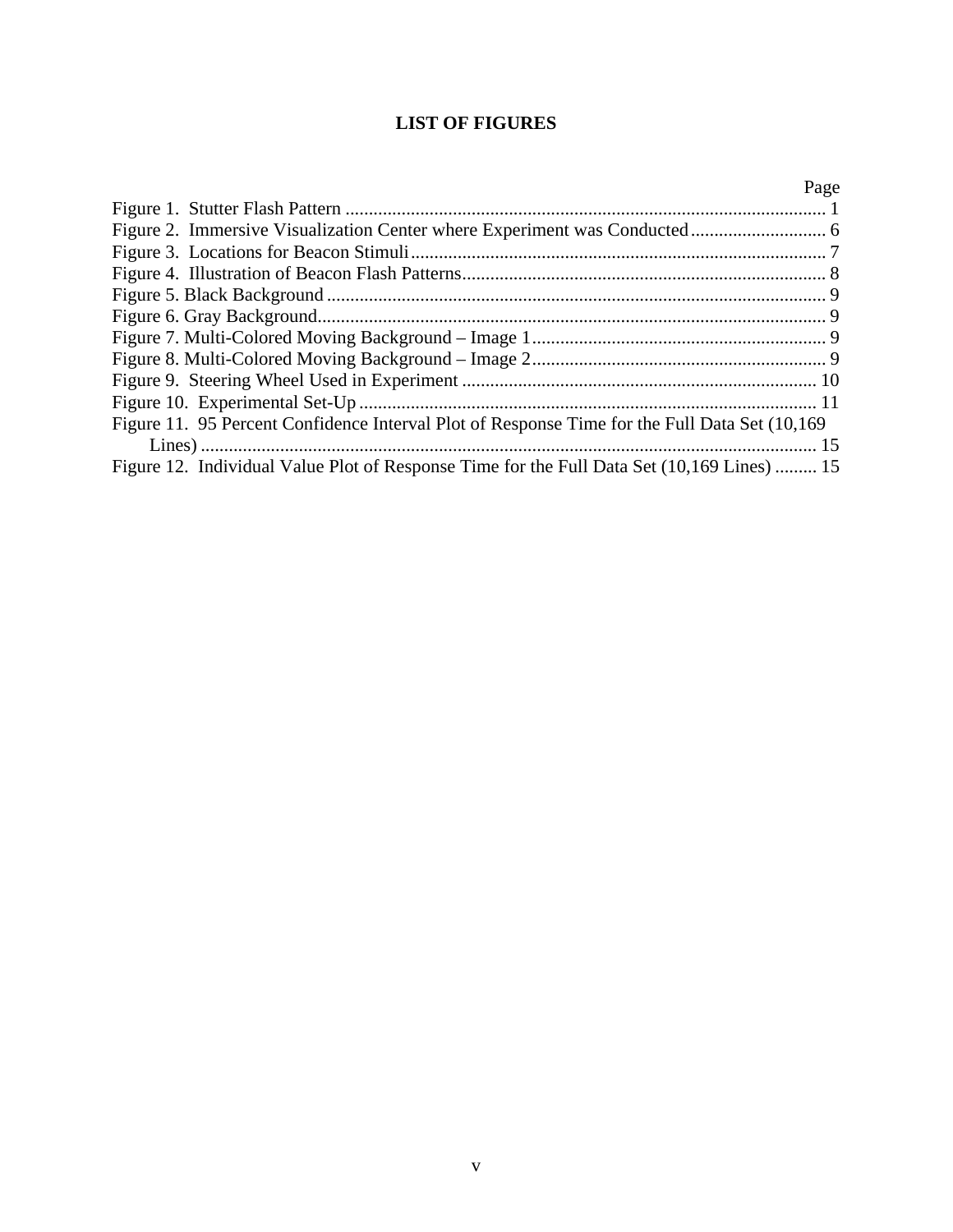# LIST OF FIGURES

| | Page |
|---|---|
| Figure 1. Stutter Flash Pattern | 1 |
| Figure 2. Immersive Visualization Center where Experiment was Conducted | 6 |
| Figure 3. Locations for Beacon Stimuli | 7 |
| Figure 4. Illustration of Beacon Flash Patterns | 8 |
| Figure 5. Black Background | 9 |
| Figure 6. Gray Background | 9 |
| Figure 7. Multi-Colored Moving Background – Image 1 | 9 |
| Figure 8. Multi-Colored Moving Background – Image 2 | 9 |
| Figure 9. Steering Wheel Used in Experiment | 10 |
| Figure 10. Experimental Set-Up | 11 |
| Figure 11. 95 Percent Confidence Interval Plot of Response Time for the Full Data Set (10,169 Lines) | 15 |
| Figure 12. Individual Value Plot of Response Time for the Full Data Set (10,169 Lines) | 15 |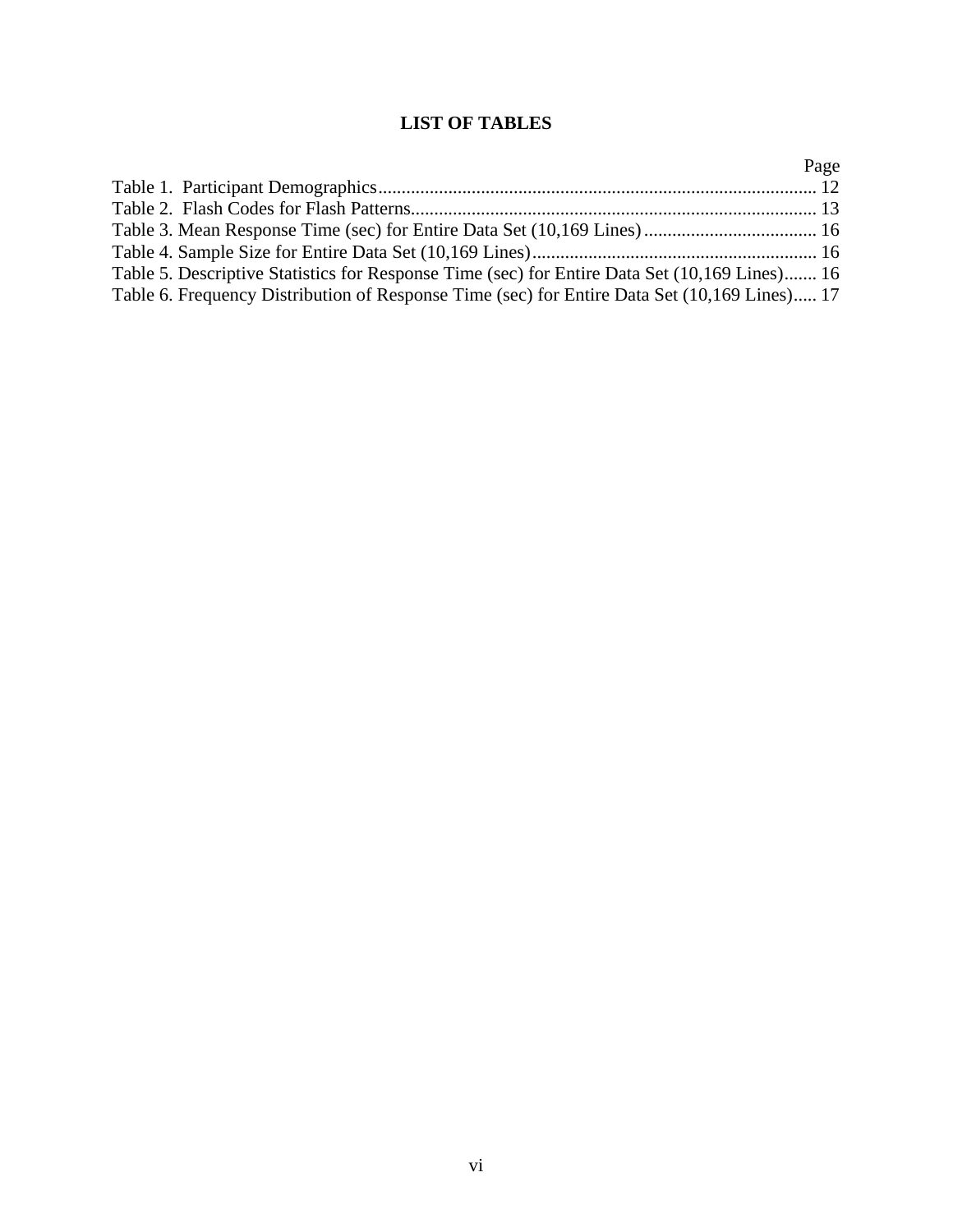# LIST OF TABLES

| | Page |
|---|---|
| Table 1. Participant Demographics | 12 |
| Table 2. Flash Codes for Flash Patterns | 13 |
| Table 3. Mean Response Time (sec) for Entire Data Set (10,169 Lines) | 16 |
| Table 4. Sample Size for Entire Data Set (10,169 Lines) | 16 |
| Table 5. Descriptive Statistics for Response Time (sec) for Entire Data Set (10,169 Lines) | 16 |
| Table 6. Frequency Distribution of Response Time (sec) for Entire Data Set (10,169 Lines) | 17 |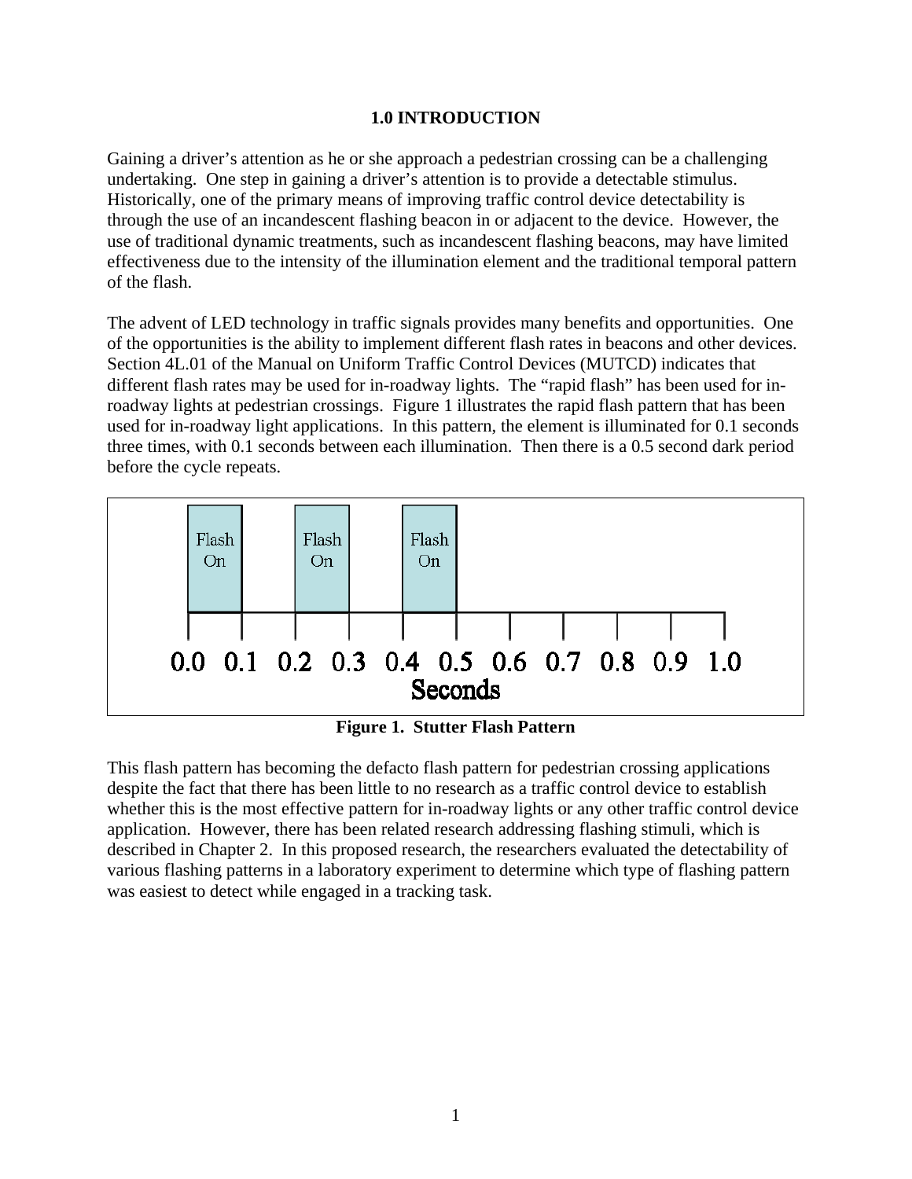# 1.0 INTRODUCTION

Gaining a driver's attention as he or she approach a pedestrian crossing can be a challenging undertaking. One step in gaining a driver's attention is to provide a detectable stimulus. Historically, one of the primary means of improving traffic control device detectability is through the use of an incandescent flashing beacon in or adjacent to the device. However, the use of traditional dynamic treatments, such as incandescent flashing beacons, may have limited effectiveness due to the intensity of the illumination element and the traditional temporal pattern of the flash.

The advent of LED technology in traffic signals provides many benefits and opportunities. One of the opportunities is the ability to implement different flash rates in beacons and other devices. Section 4L.01 of the Manual on Uniform Traffic Control Devices (MUTCD) indicates that different flash rates may be used for in-roadway lights. The "rapid flash" has been used for in-roadway lights at pedestrian crossings. Figure 1 illustrates the rapid flash pattern that has been used for in-roadway light applications. In this pattern, the element is illuminated for 0.1 seconds three times, with 0.1 seconds between each illumination. Then there is a 0.5 second dark period before the cycle repeats.

Flash On | Flash On | Flash On

0.0 0.1 0.2 0.3 0.4 0.5 0.6 0.7 0.8 0.9 1.0
Seconds

**Figure 1. Stutter Flash Pattern**

This flash pattern has becoming the defacto flash pattern for pedestrian crossing applications despite the fact that there has been little to no research as a traffic control device to establish whether this is the most effective pattern for in-roadway lights or any other traffic control device application. However, there has been related research addressing flashing stimuli, which is described in Chapter 2. In this proposed research, the researchers evaluated the detectability of various flashing patterns in a laboratory experiment to determine which type of flashing pattern was easiest to detect while engaged in a tracking task.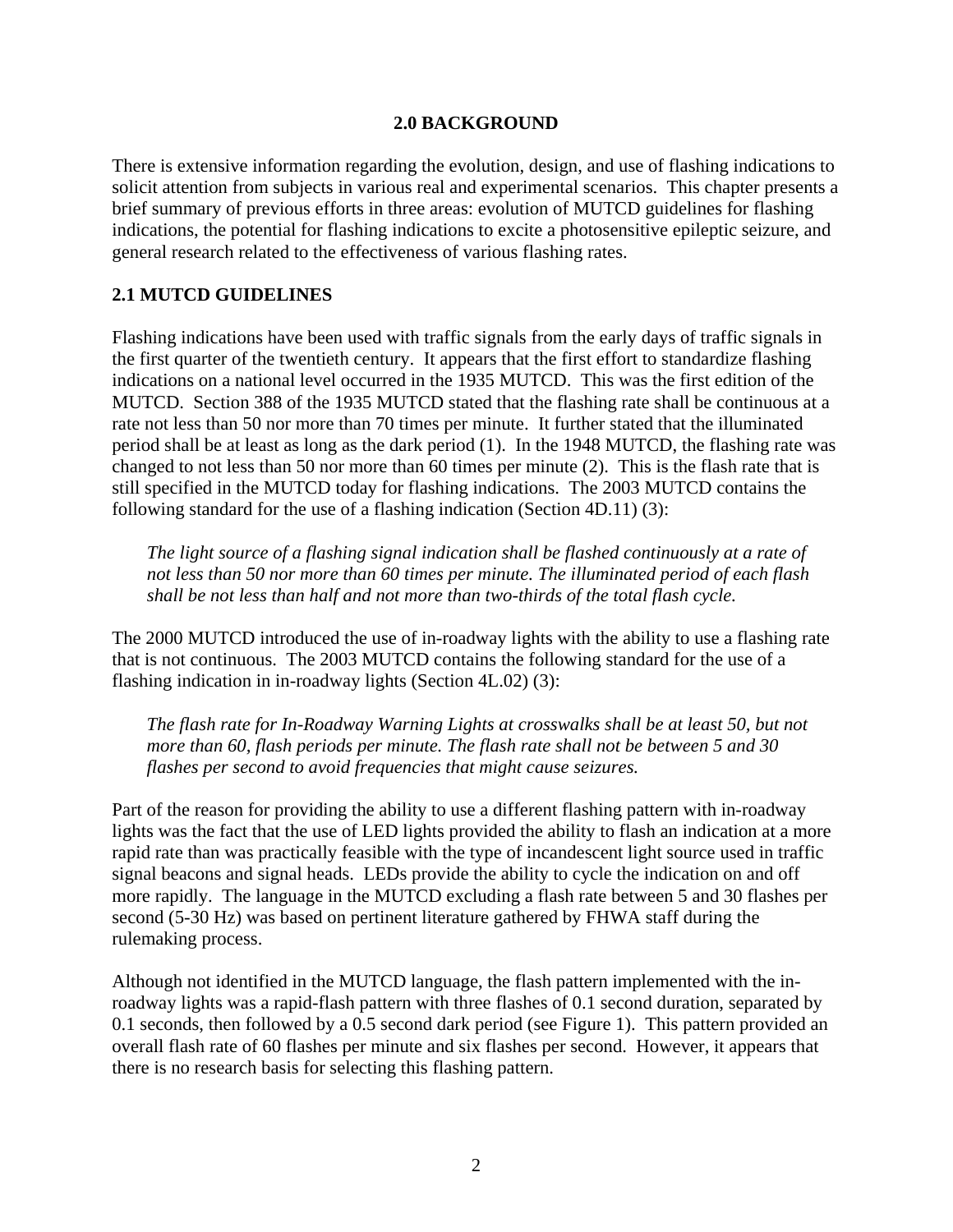## 2.0 BACKGROUND

There is extensive information regarding the evolution, design, and use of flashing indications to solicit attention from subjects in various real and experimental scenarios. This chapter presents a brief summary of previous efforts in three areas: evolution of MUTCD guidelines for flashing indications, the potential for flashing indications to excite a photosensitive epileptic seizure, and general research related to the effectiveness of various flashing rates.

### 2.1 MUTCD GUIDELINES

Flashing indications have been used with traffic signals from the early days of traffic signals in the first quarter of the twentieth century. It appears that the first effort to standardize flashing indications on a national level occurred in the 1935 MUTCD. This was the first edition of the MUTCD. Section 388 of the 1935 MUTCD stated that the flashing rate shall be continuous at a rate not less than 50 nor more than 70 times per minute. It further stated that the illuminated period shall be at least as long as the dark period (1). In the 1948 MUTCD, the flashing rate was changed to not less than 50 nor more than 60 times per minute (2). This is the flash rate that is still specified in the MUTCD today for flashing indications. The 2003 MUTCD contains the following standard for the use of a flashing indication (Section 4D.11) (3):

> *The light source of a flashing signal indication shall be flashed continuously at a rate of not less than 50 nor more than 60 times per minute. The illuminated period of each flash shall be not less than half and not more than two-thirds of the total flash cycle.*

The 2000 MUTCD introduced the use of in-roadway lights with the ability to use a flashing rate that is not continuous. The 2003 MUTCD contains the following standard for the use of a flashing indication in in-roadway lights (Section 4L.02) (3):

> *The flash rate for In-Roadway Warning Lights at crosswalks shall be at least 50, but not more than 60, flash periods per minute. The flash rate shall not be between 5 and 30 flashes per second to avoid frequencies that might cause seizures.*

Part of the reason for providing the ability to use a different flashing pattern with in-roadway lights was the fact that the use of LED lights provided the ability to flash an indication at a more rapid rate than was practically feasible with the type of incandescent light source used in traffic signal beacons and signal heads. LEDs provide the ability to cycle the indication on and off more rapidly. The language in the MUTCD excluding a flash rate between 5 and 30 flashes per second (5-30 Hz) was based on pertinent literature gathered by FHWA staff during the rulemaking process.

Although not identified in the MUTCD language, the flash pattern implemented with the in-roadway lights was a rapid-flash pattern with three flashes of 0.1 second duration, separated by 0.1 seconds, then followed by a 0.5 second dark period (see Figure 1). This pattern provided an overall flash rate of 60 flashes per minute and six flashes per second. However, it appears that there is no research basis for selecting this flashing pattern.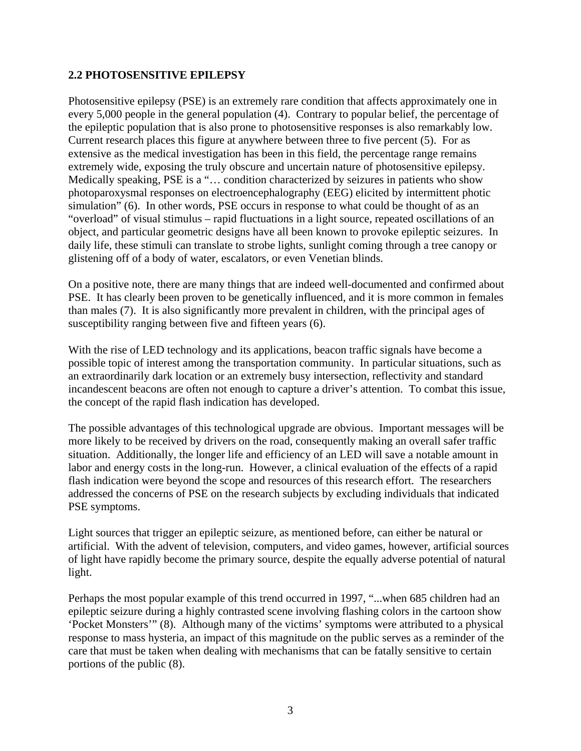## 2.2 PHOTOSENSITIVE EPILEPSY

Photosensitive epilepsy (PSE) is an extremely rare condition that affects approximately one in every 5,000 people in the general population (4). Contrary to popular belief, the percentage of the epileptic population that is also prone to photosensitive responses is also remarkably low. Current research places this figure at anywhere between three to five percent (5). For as extensive as the medical investigation has been in this field, the percentage range remains extremely wide, exposing the truly obscure and uncertain nature of photosensitive epilepsy. Medically speaking, PSE is a "… condition characterized by seizures in patients who show photoparoxysmal responses on electroencephalography (EEG) elicited by intermittent photic simulation" (6). In other words, PSE occurs in response to what could be thought of as an "overload" of visual stimulus – rapid fluctuations in a light source, repeated oscillations of an object, and particular geometric designs have all been known to provoke epileptic seizures. In daily life, these stimuli can translate to strobe lights, sunlight coming through a tree canopy or glistening off of a body of water, escalators, or even Venetian blinds.

On a positive note, there are many things that are indeed well-documented and confirmed about PSE. It has clearly been proven to be genetically influenced, and it is more common in females than males (7). It is also significantly more prevalent in children, with the principal ages of susceptibility ranging between five and fifteen years (6).

With the rise of LED technology and its applications, beacon traffic signals have become a possible topic of interest among the transportation community. In particular situations, such as an extraordinarily dark location or an extremely busy intersection, reflectivity and standard incandescent beacons are often not enough to capture a driver's attention. To combat this issue, the concept of the rapid flash indication has developed.

The possible advantages of this technological upgrade are obvious. Important messages will be more likely to be received by drivers on the road, consequently making an overall safer traffic situation. Additionally, the longer life and efficiency of an LED will save a notable amount in labor and energy costs in the long-run. However, a clinical evaluation of the effects of a rapid flash indication were beyond the scope and resources of this research effort. The researchers addressed the concerns of PSE on the research subjects by excluding individuals that indicated PSE symptoms.

Light sources that trigger an epileptic seizure, as mentioned before, can either be natural or artificial. With the advent of television, computers, and video games, however, artificial sources of light have rapidly become the primary source, despite the equally adverse potential of natural light.

Perhaps the most popular example of this trend occurred in 1997, "...when 685 children had an epileptic seizure during a highly contrasted scene involving flashing colors in the cartoon show 'Pocket Monsters'" (8). Although many of the victims' symptoms were attributed to a physical response to mass hysteria, an impact of this magnitude on the public serves as a reminder of the care that must be taken when dealing with mechanisms that can be fatally sensitive to certain portions of the public (8).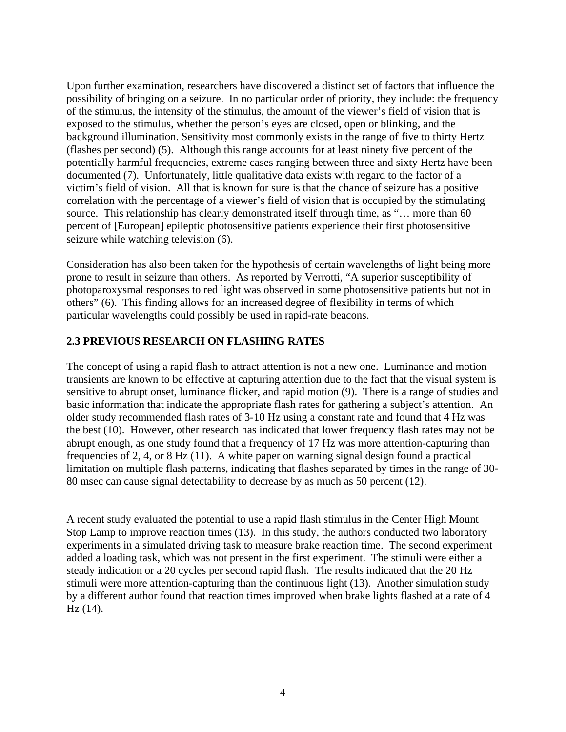Upon further examination, researchers have discovered a distinct set of factors that influence the possibility of bringing on a seizure. In no particular order of priority, they include: the frequency of the stimulus, the intensity of the stimulus, the amount of the viewer's field of vision that is exposed to the stimulus, whether the person's eyes are closed, open or blinking, and the background illumination. Sensitivity most commonly exists in the range of five to thirty Hertz (flashes per second) (5). Although this range accounts for at least ninety five percent of the potentially harmful frequencies, extreme cases ranging between three and sixty Hertz have been documented (7). Unfortunately, little qualitative data exists with regard to the factor of a victim's field of vision. All that is known for sure is that the chance of seizure has a positive correlation with the percentage of a viewer's field of vision that is occupied by the stimulating source. This relationship has clearly demonstrated itself through time, as "… more than 60 percent of [European] epileptic photosensitive patients experience their first photosensitive seizure while watching television (6).

Consideration has also been taken for the hypothesis of certain wavelengths of light being more prone to result in seizure than others. As reported by Verrotti, "A superior susceptibility of photoparoxysmal responses to red light was observed in some photosensitive patients but not in others" (6). This finding allows for an increased degree of flexibility in terms of which particular wavelengths could possibly be used in rapid-rate beacons.

## 2.3 PREVIOUS RESEARCH ON FLASHING RATES

The concept of using a rapid flash to attract attention is not a new one. Luminance and motion transients are known to be effective at capturing attention due to the fact that the visual system is sensitive to abrupt onset, luminance flicker, and rapid motion (9). There is a range of studies and basic information that indicate the appropriate flash rates for gathering a subject's attention. An older study recommended flash rates of 3-10 Hz using a constant rate and found that 4 Hz was the best (10). However, other research has indicated that lower frequency flash rates may not be abrupt enough, as one study found that a frequency of 17 Hz was more attention-capturing than frequencies of 2, 4, or 8 Hz (11). A white paper on warning signal design found a practical limitation on multiple flash patterns, indicating that flashes separated by times in the range of 30-80 msec can cause signal detectability to decrease by as much as 50 percent (12).

A recent study evaluated the potential to use a rapid flash stimulus in the Center High Mount Stop Lamp to improve reaction times (13). In this study, the authors conducted two laboratory experiments in a simulated driving task to measure brake reaction time. The second experiment added a loading task, which was not present in the first experiment. The stimuli were either a steady indication or a 20 cycles per second rapid flash. The results indicated that the 20 Hz stimuli were more attention-capturing than the continuous light (13). Another simulation study by a different author found that reaction times improved when brake lights flashed at a rate of 4 Hz (14).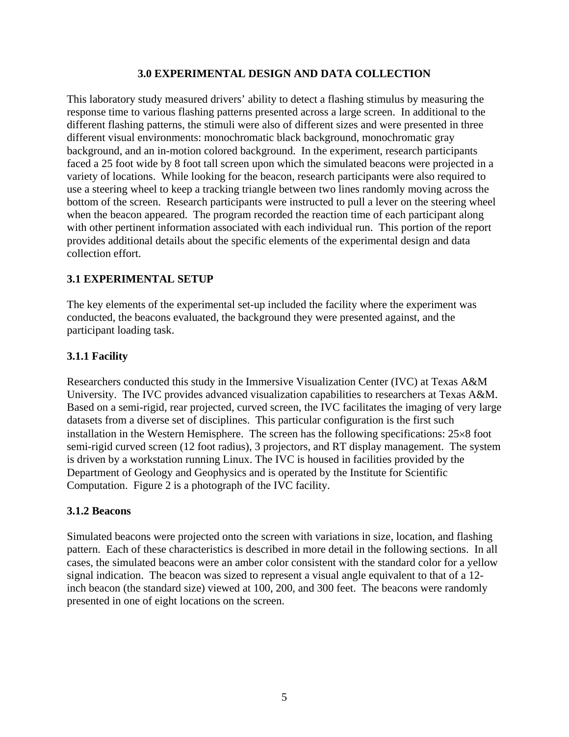## 3.0 EXPERIMENTAL DESIGN AND DATA COLLECTION

This laboratory study measured drivers' ability to detect a flashing stimulus by measuring the response time to various flashing patterns presented across a large screen. In additional to the different flashing patterns, the stimuli were also of different sizes and were presented in three different visual environments: monochromatic black background, monochromatic gray background, and an in-motion colored background. In the experiment, research participants faced a 25 foot wide by 8 foot tall screen upon which the simulated beacons were projected in a variety of locations. While looking for the beacon, research participants were also required to use a steering wheel to keep a tracking triangle between two lines randomly moving across the bottom of the screen. Research participants were instructed to pull a lever on the steering wheel when the beacon appeared. The program recorded the reaction time of each participant along with other pertinent information associated with each individual run. This portion of the report provides additional details about the specific elements of the experimental design and data collection effort.

### 3.1 EXPERIMENTAL SETUP

The key elements of the experimental set-up included the facility where the experiment was conducted, the beacons evaluated, the background they were presented against, and the participant loading task.

#### 3.1.1 Facility

Researchers conducted this study in the Immersive Visualization Center (IVC) at Texas A&M University. The IVC provides advanced visualization capabilities to researchers at Texas A&M. Based on a semi-rigid, rear projected, curved screen, the IVC facilitates the imaging of very large datasets from a diverse set of disciplines. This particular configuration is the first such installation in the Western Hemisphere. The screen has the following specifications: 25×8 foot semi-rigid curved screen (12 foot radius), 3 projectors, and RT display management. The system is driven by a workstation running Linux. The IVC is housed in facilities provided by the Department of Geology and Geophysics and is operated by the Institute for Scientific Computation. Figure 2 is a photograph of the IVC facility.

#### 3.1.2 Beacons

Simulated beacons were projected onto the screen with variations in size, location, and flashing pattern. Each of these characteristics is described in more detail in the following sections. In all cases, the simulated beacons were an amber color consistent with the standard color for a yellow signal indication. The beacon was sized to represent a visual angle equivalent to that of a 12-inch beacon (the standard size) viewed at 100, 200, and 300 feet. The beacons were randomly presented in one of eight locations on the screen.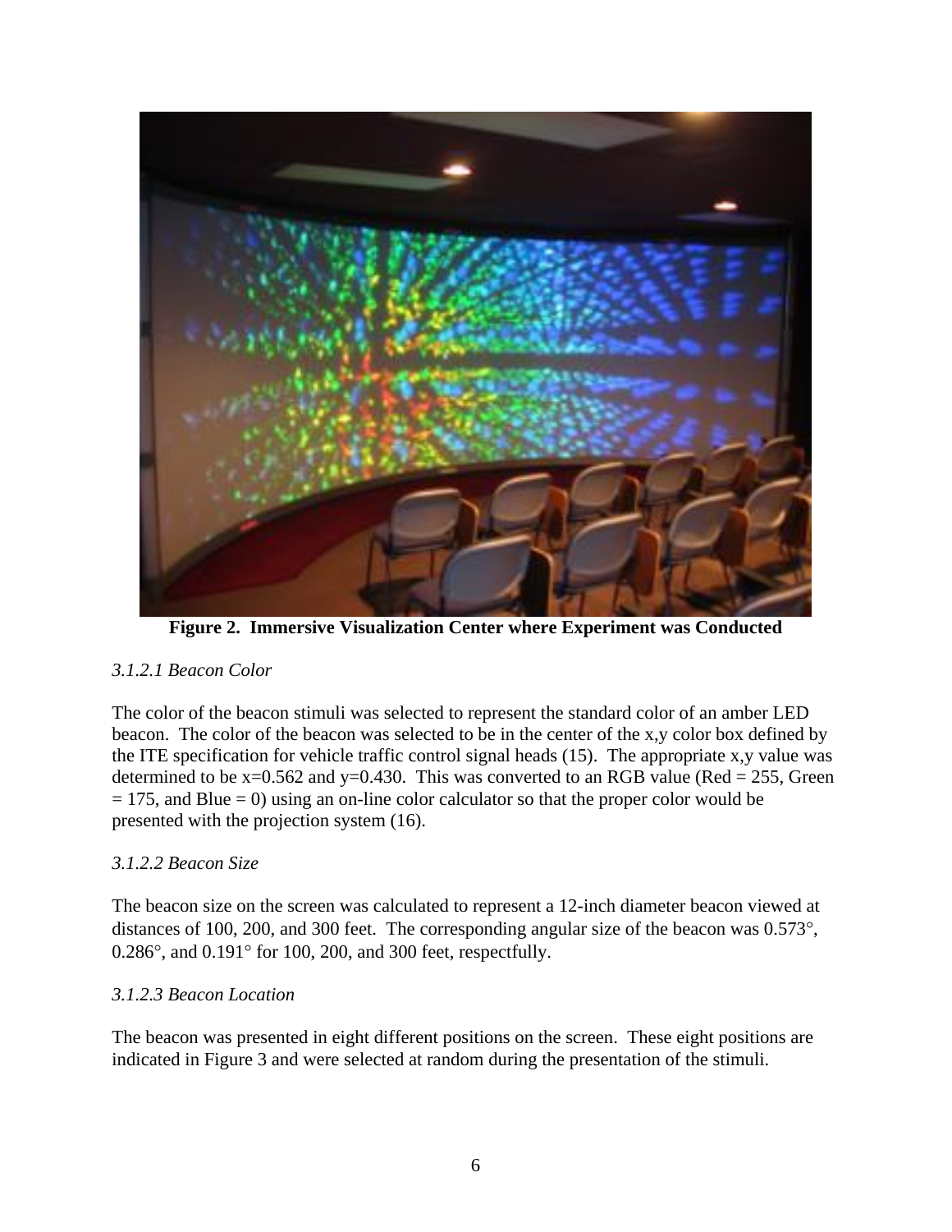**Figure 2. Immersive Visualization Center where Experiment was Conducted**

### *3.1.2.1 Beacon Color*

The color of the beacon stimuli was selected to represent the standard color of an amber LED beacon. The color of the beacon was selected to be in the center of the x,y color box defined by the ITE specification for vehicle traffic control signal heads (15). The appropriate x,y value was determined to be x=0.562 and y=0.430. This was converted to an RGB value (Red = 255, Green = 175, and Blue = 0) using an on-line color calculator so that the proper color would be presented with the projection system (16).

### *3.1.2.2 Beacon Size*

The beacon size on the screen was calculated to represent a 12-inch diameter beacon viewed at distances of 100, 200, and 300 feet. The corresponding angular size of the beacon was 0.573°, 0.286°, and 0.191° for 100, 200, and 300 feet, respectfully.

### *3.1.2.3 Beacon Location*

The beacon was presented in eight different positions on the screen. These eight positions are indicated in Figure 3 and were selected at random during the presentation of the stimuli.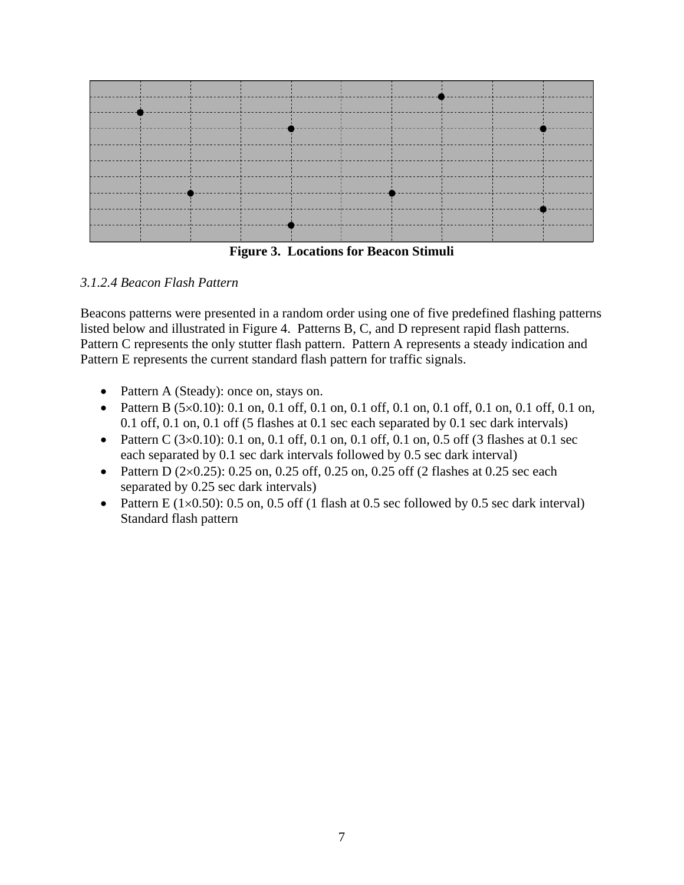**Figure 3. Locations for Beacon Stimuli**

*3.1.2.4 Beacon Flash Pattern*

Beacons patterns were presented in a random order using one of five predefined flashing patterns listed below and illustrated in Figure 4. Patterns B, C, and D represent rapid flash patterns. Pattern C represents the only stutter flash pattern. Pattern A represents a steady indication and Pattern E represents the current standard flash pattern for traffic signals.

- Pattern A (Steady): once on, stays on.
- Pattern B (5×0.10): 0.1 on, 0.1 off, 0.1 on, 0.1 off, 0.1 on, 0.1 off, 0.1 on, 0.1 off, 0.1 on, 0.1 off, 0.1 on, 0.1 off (5 flashes at 0.1 sec each separated by 0.1 sec dark intervals)
- Pattern C (3×0.10): 0.1 on, 0.1 off, 0.1 on, 0.1 off, 0.1 on, 0.5 off (3 flashes at 0.1 sec each separated by 0.1 sec dark intervals followed by 0.5 sec dark interval)
- Pattern D (2×0.25): 0.25 on, 0.25 off, 0.25 on, 0.25 off (2 flashes at 0.25 sec each separated by 0.25 sec dark intervals)
- Pattern E (1×0.50): 0.5 on, 0.5 off (1 flash at 0.5 sec followed by 0.5 sec dark interval) Standard flash pattern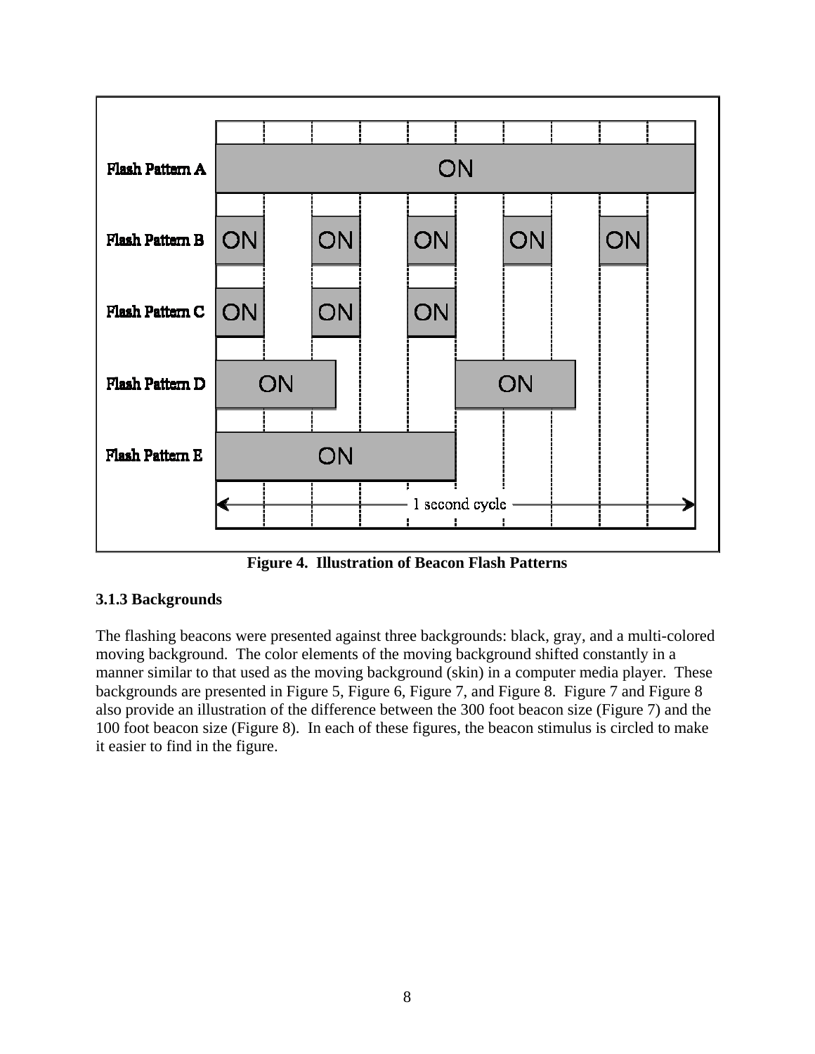Figure 4. Illustration of Beacon Flash Patterns

### 3.1.3 Backgrounds

The flashing beacons were presented against three backgrounds: black, gray, and a multi-colored moving background. The color elements of the moving background shifted constantly in a manner similar to that used as the moving background (skin) in a computer media player. These backgrounds are presented in Figure 5, Figure 6, Figure 7, and Figure 8. Figure 7 and Figure 8 also provide an illustration of the difference between the 300 foot beacon size (Figure 7) and the 100 foot beacon size (Figure 8). In each of these figures, the beacon stimulus is circled to make it easier to find in the figure.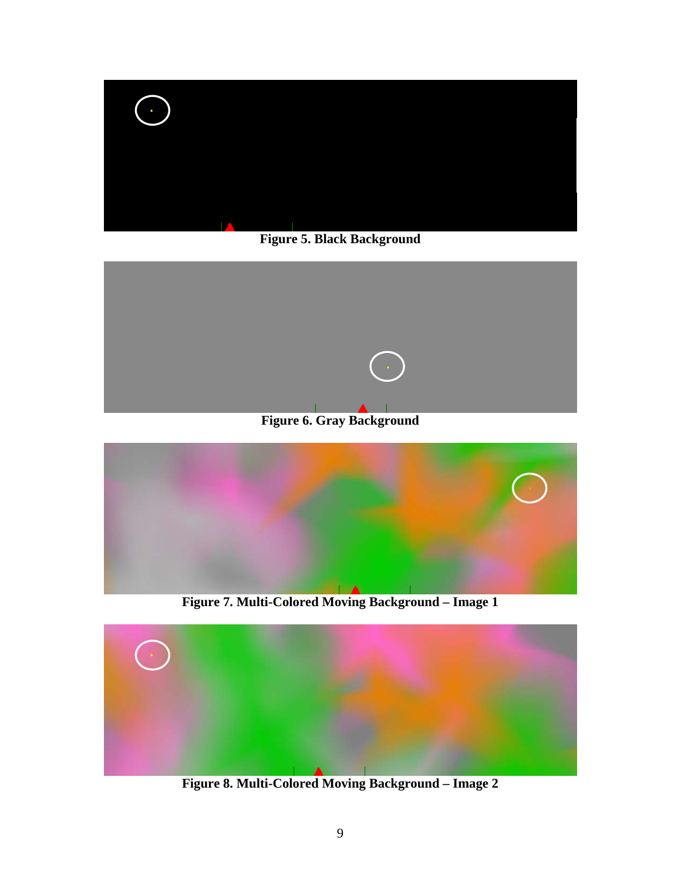**Figure 5. Black Background**

**Figure 6. Gray Background**

**Figure 7. Multi-Colored Moving Background – Image 1**

**Figure 8. Multi-Colored Moving Background – Image 2**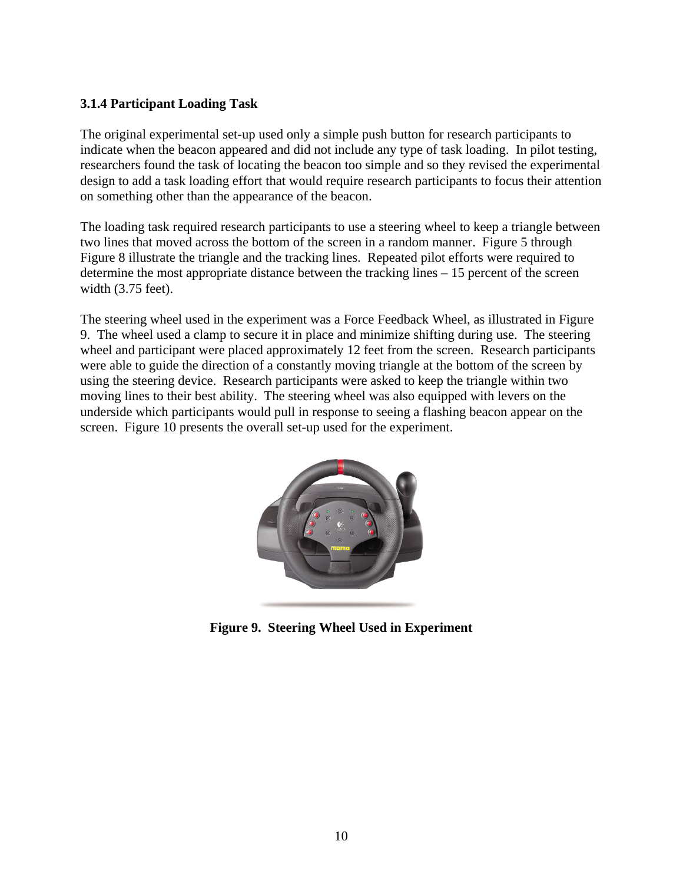### 3.1.4 Participant Loading Task

The original experimental set-up used only a simple push button for research participants to indicate when the beacon appeared and did not include any type of task loading. In pilot testing, researchers found the task of locating the beacon too simple and so they revised the experimental design to add a task loading effort that would require research participants to focus their attention on something other than the appearance of the beacon.

The loading task required research participants to use a steering wheel to keep a triangle between two lines that moved across the bottom of the screen in a random manner. Figure 5 through Figure 8 illustrate the triangle and the tracking lines. Repeated pilot efforts were required to determine the most appropriate distance between the tracking lines – 15 percent of the screen width (3.75 feet).

The steering wheel used in the experiment was a Force Feedback Wheel, as illustrated in Figure 9. The wheel used a clamp to secure it in place and minimize shifting during use. The steering wheel and participant were placed approximately 12 feet from the screen. Research participants were able to guide the direction of a constantly moving triangle at the bottom of the screen by using the steering device. Research participants were asked to keep the triangle within two moving lines to their best ability. The steering wheel was also equipped with levers on the underside which participants would pull in response to seeing a flashing beacon appear on the screen. Figure 10 presents the overall set-up used for the experiment.

**Figure 9. Steering Wheel Used in Experiment**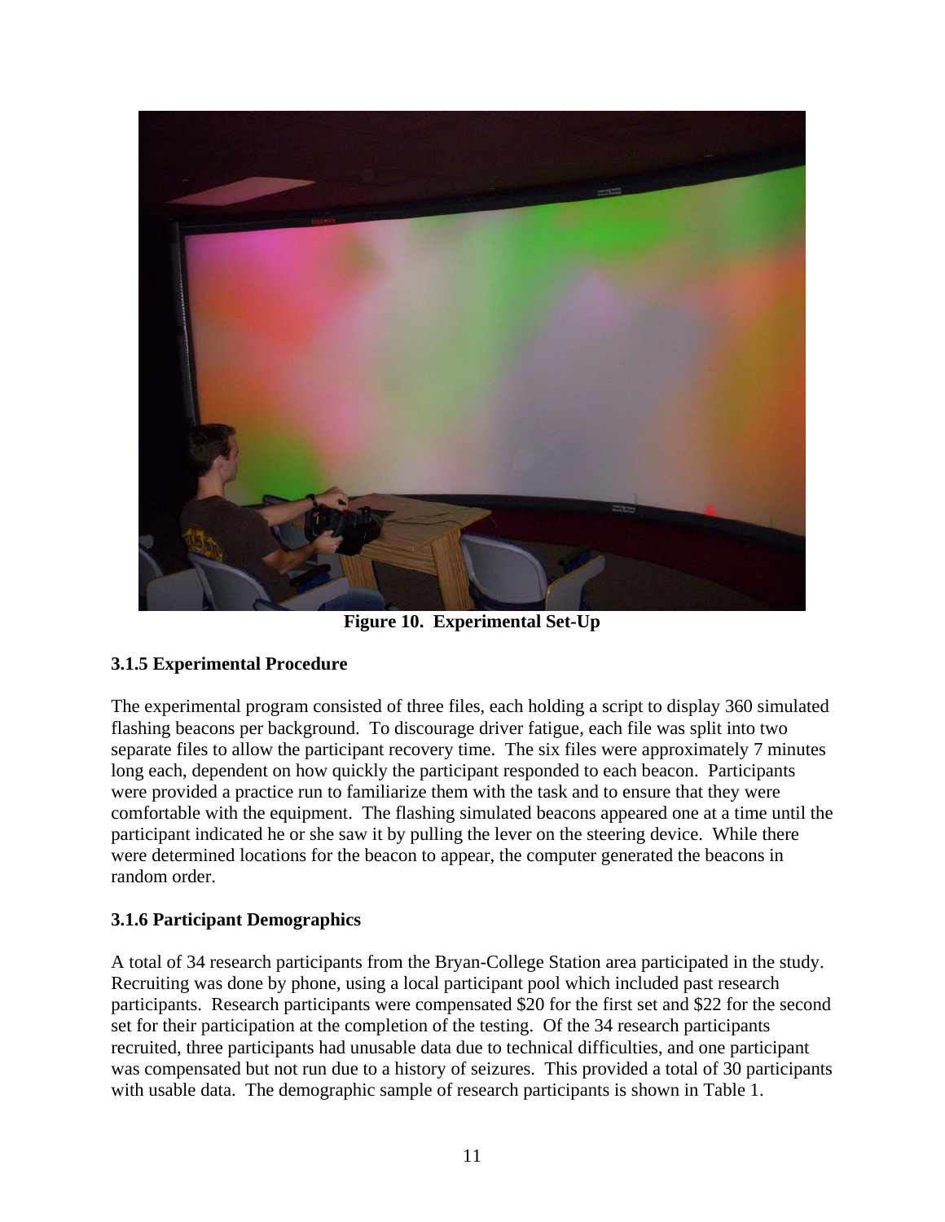**Figure 10. Experimental Set-Up**

### 3.1.5 Experimental Procedure

The experimental program consisted of three files, each holding a script to display 360 simulated flashing beacons per background. To discourage driver fatigue, each file was split into two separate files to allow the participant recovery time. The six files were approximately 7 minutes long each, dependent on how quickly the participant responded to each beacon. Participants were provided a practice run to familiarize them with the task and to ensure that they were comfortable with the equipment. The flashing simulated beacons appeared one at a time until the participant indicated he or she saw it by pulling the lever on the steering device. While there were determined locations for the beacon to appear, the computer generated the beacons in random order.

### 3.1.6 Participant Demographics

A total of 34 research participants from the Bryan-College Station area participated in the study. Recruiting was done by phone, using a local participant pool which included past research participants. Research participants were compensated $20 for the first set and $22 for the second set for their participation at the completion of the testing. Of the 34 research participants recruited, three participants had unusable data due to technical difficulties, and one participant was compensated but not run due to a history of seizures. This provided a total of 30 participants with usable data. The demographic sample of research participants is shown in Table 1.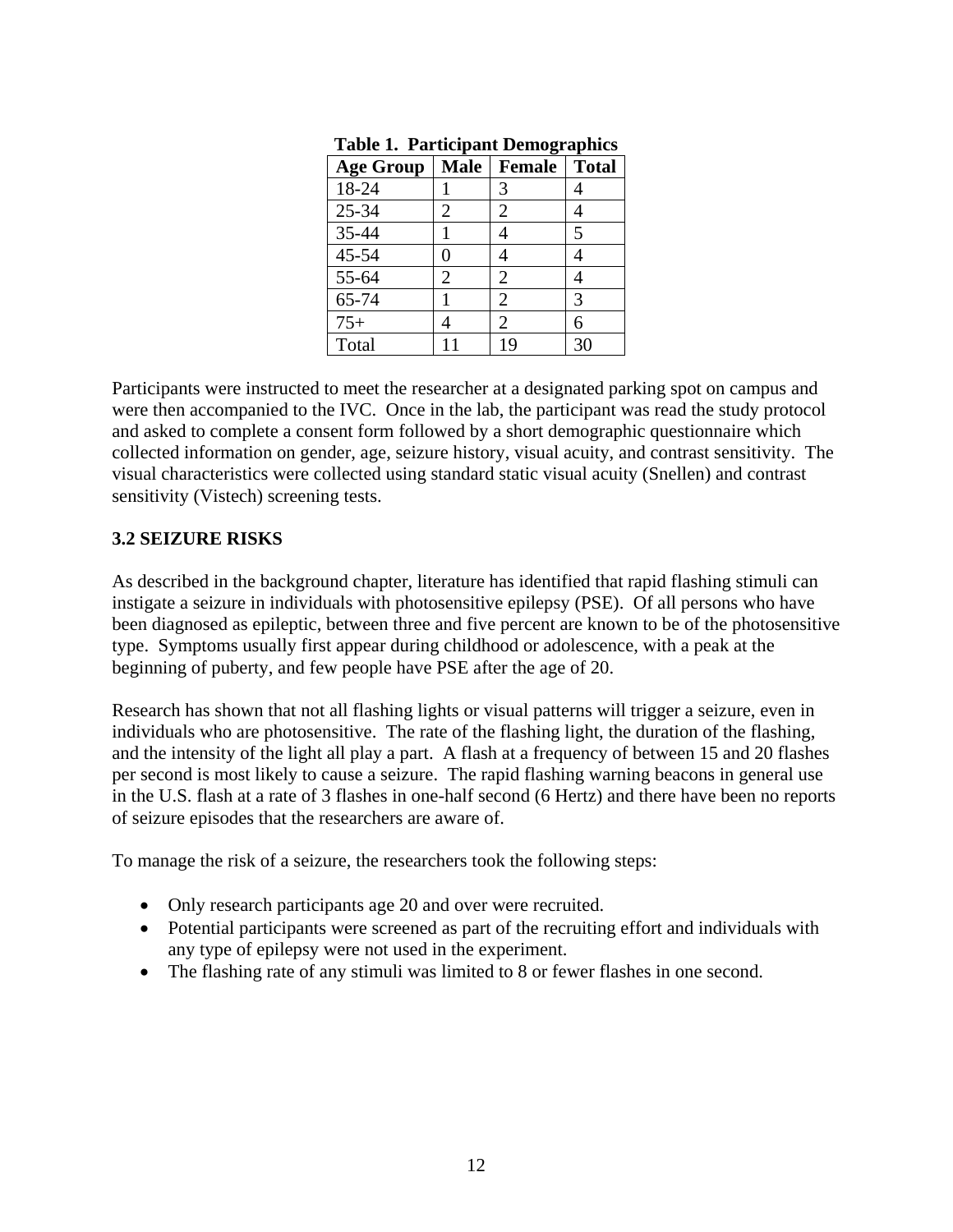**Table 1. Participant Demographics**

| Age Group | Male | Female | Total |
|---|---|---|---|
| 18-24 | 1 | 3 | 4 |
| 25-34 | 2 | 2 | 4 |
| 35-44 | 1 | 4 | 5 |
| 45-54 | 0 | 4 | 4 |
| 55-64 | 2 | 2 | 4 |
| 65-74 | 1 | 2 | 3 |
| 75+ | 4 | 2 | 6 |
| Total | 11 | 19 | 30 |

Participants were instructed to meet the researcher at a designated parking spot on campus and were then accompanied to the IVC. Once in the lab, the participant was read the study protocol and asked to complete a consent form followed by a short demographic questionnaire which collected information on gender, age, seizure history, visual acuity, and contrast sensitivity. The visual characteristics were collected using standard static visual acuity (Snellen) and contrast sensitivity (Vistech) screening tests.

### 3.2 SEIZURE RISKS

As described in the background chapter, literature has identified that rapid flashing stimuli can instigate a seizure in individuals with photosensitive epilepsy (PSE). Of all persons who have been diagnosed as epileptic, between three and five percent are known to be of the photosensitive type. Symptoms usually first appear during childhood or adolescence, with a peak at the beginning of puberty, and few people have PSE after the age of 20.

Research has shown that not all flashing lights or visual patterns will trigger a seizure, even in individuals who are photosensitive. The rate of the flashing light, the duration of the flashing, and the intensity of the light all play a part. A flash at a frequency of between 15 and 20 flashes per second is most likely to cause a seizure. The rapid flashing warning beacons in general use in the U.S. flash at a rate of 3 flashes in one-half second (6 Hertz) and there have been no reports of seizure episodes that the researchers are aware of.

To manage the risk of a seizure, the researchers took the following steps:

- Only research participants age 20 and over were recruited.
- Potential participants were screened as part of the recruiting effort and individuals with any type of epilepsy were not used in the experiment.
- The flashing rate of any stimuli was limited to 8 or fewer flashes in one second.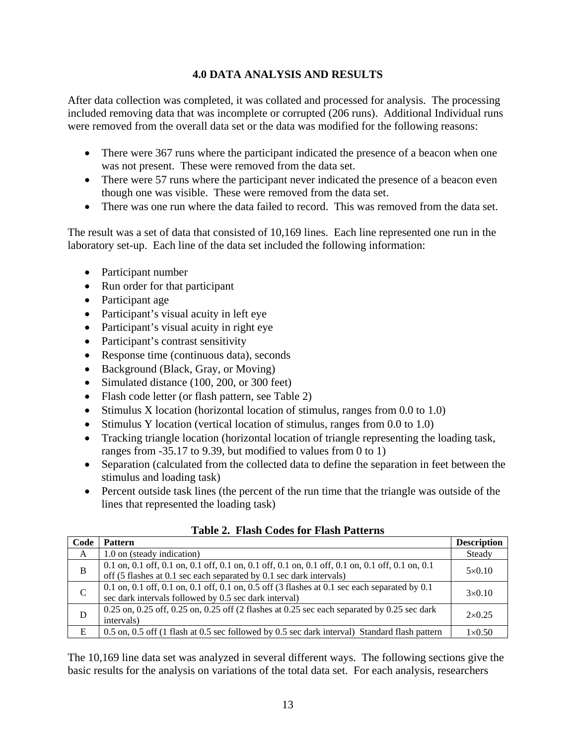# 4.0 DATA ANALYSIS AND RESULTS

After data collection was completed, it was collated and processed for analysis. The processing included removing data that was incomplete or corrupted (206 runs). Additional Individual runs were removed from the overall data set or the data was modified for the following reasons:

- There were 367 runs where the participant indicated the presence of a beacon when one was not present. These were removed from the data set.
- There were 57 runs where the participant never indicated the presence of a beacon even though one was visible. These were removed from the data set.
- There was one run where the data failed to record. This was removed from the data set.

The result was a set of data that consisted of 10,169 lines. Each line represented one run in the laboratory set-up. Each line of the data set included the following information:

- Participant number
- Run order for that participant
- Participant age
- Participant's visual acuity in left eye
- Participant's visual acuity in right eye
- Participant's contrast sensitivity
- Response time (continuous data), seconds
- Background (Black, Gray, or Moving)
- Simulated distance (100, 200, or 300 feet)
- Flash code letter (or flash pattern, see Table 2)
- Stimulus X location (horizontal location of stimulus, ranges from 0.0 to 1.0)
- Stimulus Y location (vertical location of stimulus, ranges from 0.0 to 1.0)
- Tracking triangle location (horizontal location of triangle representing the loading task, ranges from -35.17 to 9.39, but modified to values from 0 to 1)
- Separation (calculated from the collected data to define the separation in feet between the stimulus and loading task)
- Percent outside task lines (the percent of the run time that the triangle was outside of the lines that represented the loading task)

**Table 2. Flash Codes for Flash Patterns**

| Code | Pattern | Description |
|---|---|---|
| A | 1.0 on (steady indication) | Steady |
| B | 0.1 on, 0.1 off, 0.1 on, 0.1 off, 0.1 on, 0.1 off, 0.1 on, 0.1 off, 0.1 on, 0.1 off, 0.1 on, 0.1 off (5 flashes at 0.1 sec each separated by 0.1 sec dark intervals) | 5×0.10 |
| C | 0.1 on, 0.1 off, 0.1 on, 0.1 off, 0.1 on, 0.5 off (3 flashes at 0.1 sec each separated by 0.1 sec dark intervals followed by 0.5 sec dark interval) | 3×0.10 |
| D | 0.25 on, 0.25 off, 0.25 on, 0.25 off (2 flashes at 0.25 sec each separated by 0.25 sec dark intervals) | 2×0.25 |
| E | 0.5 on, 0.5 off (1 flash at 0.5 sec followed by 0.5 sec dark interval) Standard flash pattern | 1×0.50 |

The 10,169 line data set was analyzed in several different ways. The following sections give the basic results for the analysis on variations of the total data set. For each analysis, researchers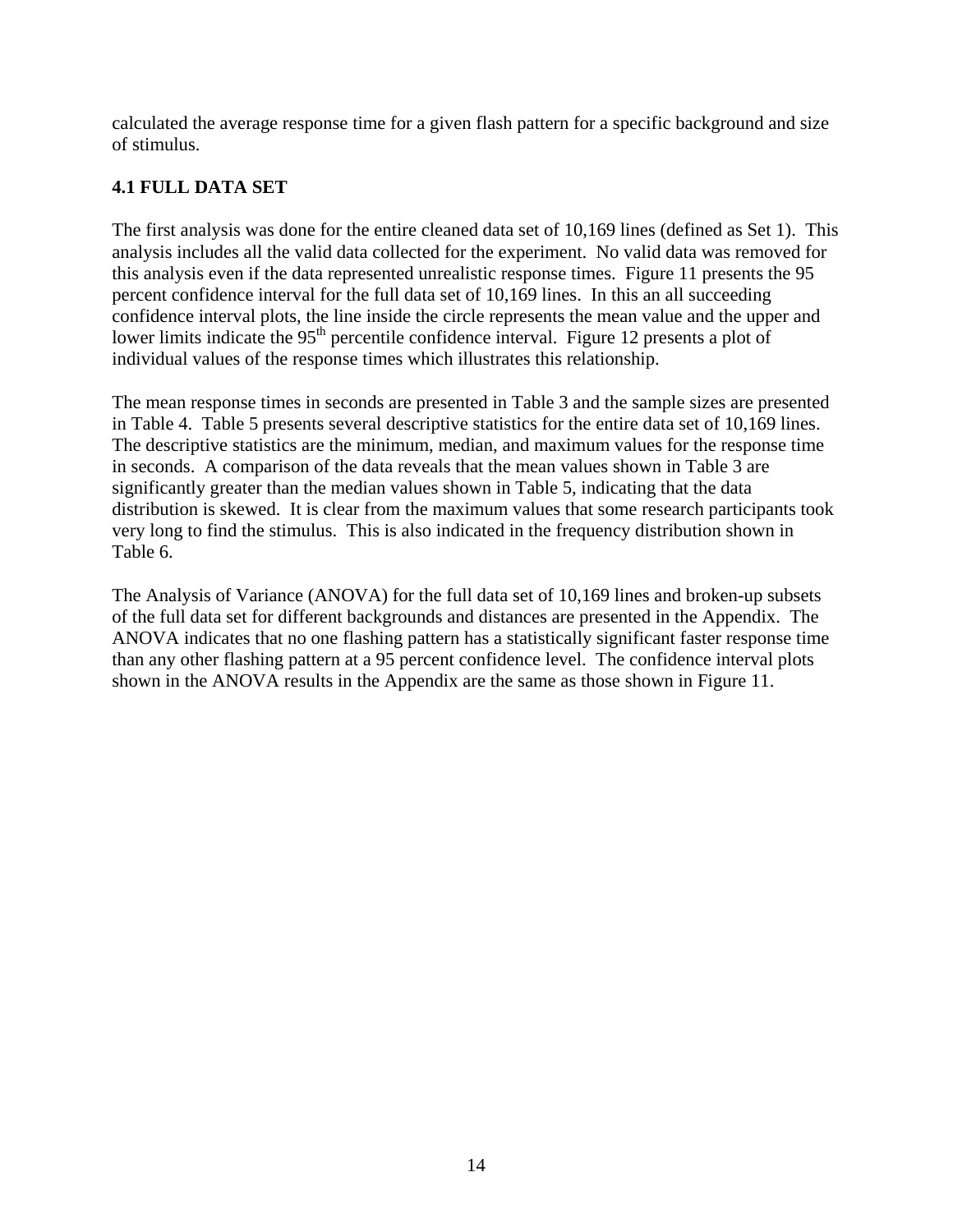calculated the average response time for a given flash pattern for a specific background and size of stimulus.

### 4.1 FULL DATA SET

The first analysis was done for the entire cleaned data set of 10,169 lines (defined as Set 1). This analysis includes all the valid data collected for the experiment. No valid data was removed for this analysis even if the data represented unrealistic response times. Figure 11 presents the 95 percent confidence interval for the full data set of 10,169 lines. In this an all succeeding confidence interval plots, the line inside the circle represents the mean value and the upper and lower limits indicate the 95$^{th}$ percentile confidence interval. Figure 12 presents a plot of individual values of the response times which illustrates this relationship.

The mean response times in seconds are presented in Table 3 and the sample sizes are presented in Table 4. Table 5 presents several descriptive statistics for the entire data set of 10,169 lines. The descriptive statistics are the minimum, median, and maximum values for the response time in seconds. A comparison of the data reveals that the mean values shown in Table 3 are significantly greater than the median values shown in Table 5, indicating that the data distribution is skewed. It is clear from the maximum values that some research participants took very long to find the stimulus. This is also indicated in the frequency distribution shown in Table 6.

The Analysis of Variance (ANOVA) for the full data set of 10,169 lines and broken-up subsets of the full data set for different backgrounds and distances are presented in the Appendix. The ANOVA indicates that no one flashing pattern has a statistically significant faster response time than any other flashing pattern at a 95 percent confidence level. The confidence interval plots shown in the ANOVA results in the Appendix are the same as those shown in Figure 11.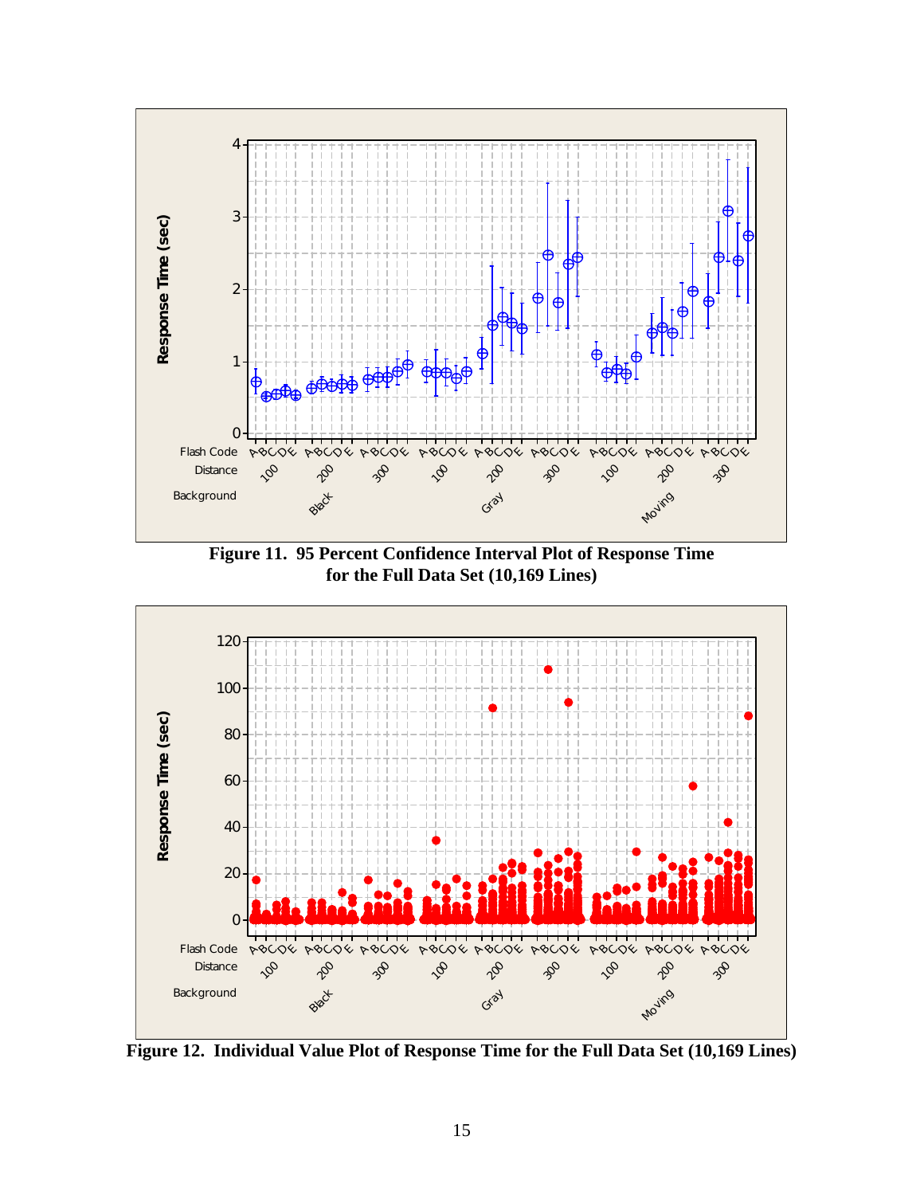**Figure 11. 95 Percent Confidence Interval Plot of Response Time for the Full Data Set (10,169 Lines)**

**Figure 12. Individual Value Plot of Response Time for the Full Data Set (10,169 Lines)**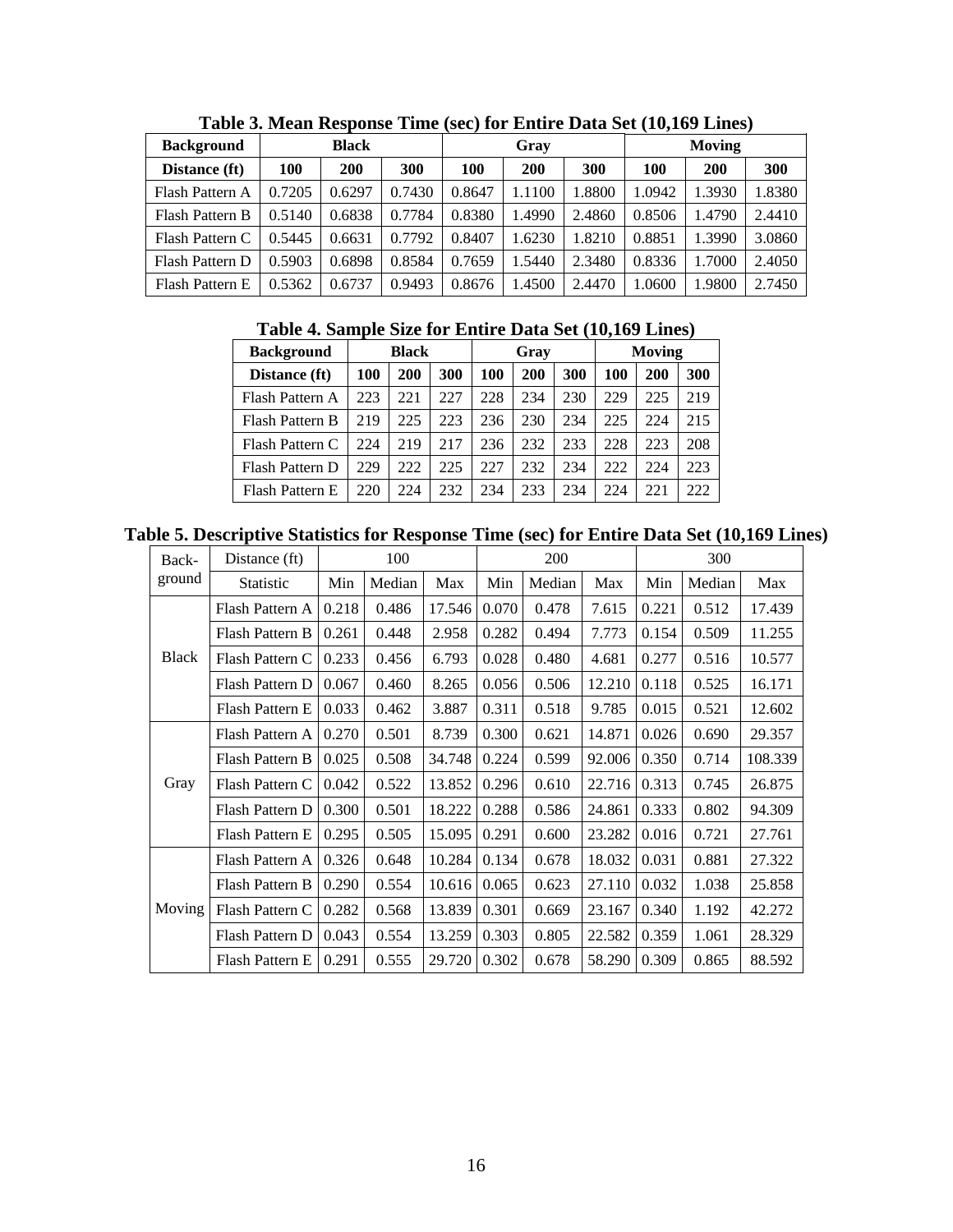**Table 3. Mean Response Time (sec) for Entire Data Set (10,169 Lines)**

| Background | Black | | | Gray | | | Moving | | |
|---|---|---|---|---|---|---|---|---|---|
| Distance (ft) | 100 | 200 | 300 | 100 | 200 | 300 | 100 | 200 | 300 |
| Flash Pattern A | 0.7205 | 0.6297 | 0.7430 | 0.8647 | 1.1100 | 1.8800 | 1.0942 | 1.3930 | 1.8380 |
| Flash Pattern B | 0.5140 | 0.6838 | 0.7784 | 0.8380 | 1.4990 | 2.4860 | 0.8506 | 1.4790 | 2.4410 |
| Flash Pattern C | 0.5445 | 0.6631 | 0.7792 | 0.8407 | 1.6230 | 1.8210 | 0.8851 | 1.3990 | 3.0860 |
| Flash Pattern D | 0.5903 | 0.6898 | 0.8584 | 0.7659 | 1.5440 | 2.3480 | 0.8336 | 1.7000 | 2.4050 |
| Flash Pattern E | 0.5362 | 0.6737 | 0.9493 | 0.8676 | 1.4500 | 2.4470 | 1.0600 | 1.9800 | 2.7450 |

**Table 4. Sample Size for Entire Data Set (10,169 Lines)**

| Background | Black | | | Gray | | | Moving | | |
|---|---|---|---|---|---|---|---|---|---|
| Distance (ft) | 100 | 200 | 300 | 100 | 200 | 300 | 100 | 200 | 300 |
| Flash Pattern A | 223 | 221 | 227 | 228 | 234 | 230 | 229 | 225 | 219 |
| Flash Pattern B | 219 | 225 | 223 | 236 | 230 | 234 | 225 | 224 | 215 |
| Flash Pattern C | 224 | 219 | 217 | 236 | 232 | 233 | 228 | 223 | 208 |
| Flash Pattern D | 229 | 222 | 225 | 227 | 232 | 234 | 222 | 224 | 223 |
| Flash Pattern E | 220 | 224 | 232 | 234 | 233 | 234 | 224 | 221 | 222 |

**Table 5. Descriptive Statistics for Response Time (sec) for Entire Data Set (10,169 Lines)**

| Back-ground | Distance (ft) | 100 | | | 200 | | | 300 | | |
|---|---|---|---|---|---|---|---|---|---|---|
| | Statistic | Min | Median | Max | Min | Median | Max | Min | Median | Max |
| Black | Flash Pattern A | 0.218 | 0.486 | 17.546 | 0.070 | 0.478 | 7.615 | 0.221 | 0.512 | 17.439 |
| | Flash Pattern B | 0.261 | 0.448 | 2.958 | 0.282 | 0.494 | 7.773 | 0.154 | 0.509 | 11.255 |
| | Flash Pattern C | 0.233 | 0.456 | 6.793 | 0.028 | 0.480 | 4.681 | 0.277 | 0.516 | 10.577 |
| | Flash Pattern D | 0.067 | 0.460 | 8.265 | 0.056 | 0.506 | 12.210 | 0.118 | 0.525 | 16.171 |
| | Flash Pattern E | 0.033 | 0.462 | 3.887 | 0.311 | 0.518 | 9.785 | 0.015 | 0.521 | 12.602 |
| Gray | Flash Pattern A | 0.270 | 0.501 | 8.739 | 0.300 | 0.621 | 14.871 | 0.026 | 0.690 | 29.357 |
| | Flash Pattern B | 0.025 | 0.508 | 34.748 | 0.224 | 0.599 | 92.006 | 0.350 | 0.714 | 108.339 |
| | Flash Pattern C | 0.042 | 0.522 | 13.852 | 0.296 | 0.610 | 22.716 | 0.313 | 0.745 | 26.875 |
| | Flash Pattern D | 0.300 | 0.501 | 18.222 | 0.288 | 0.586 | 24.861 | 0.333 | 0.802 | 94.309 |
| | Flash Pattern E | 0.295 | 0.505 | 15.095 | 0.291 | 0.600 | 23.282 | 0.016 | 0.721 | 27.761 |
| Moving | Flash Pattern A | 0.326 | 0.648 | 10.284 | 0.134 | 0.678 | 18.032 | 0.031 | 0.881 | 27.322 |
| | Flash Pattern B | 0.290 | 0.554 | 10.616 | 0.065 | 0.623 | 27.110 | 0.032 | 1.038 | 25.858 |
| | Flash Pattern C | 0.282 | 0.568 | 13.839 | 0.301 | 0.669 | 23.167 | 0.340 | 1.192 | 42.272 |
| | Flash Pattern D | 0.043 | 0.554 | 13.259 | 0.303 | 0.805 | 22.582 | 0.359 | 1.061 | 28.329 |
| | Flash Pattern E | 0.291 | 0.555 | 29.720 | 0.302 | 0.678 | 58.290 | 0.309 | 0.865 | 88.592 |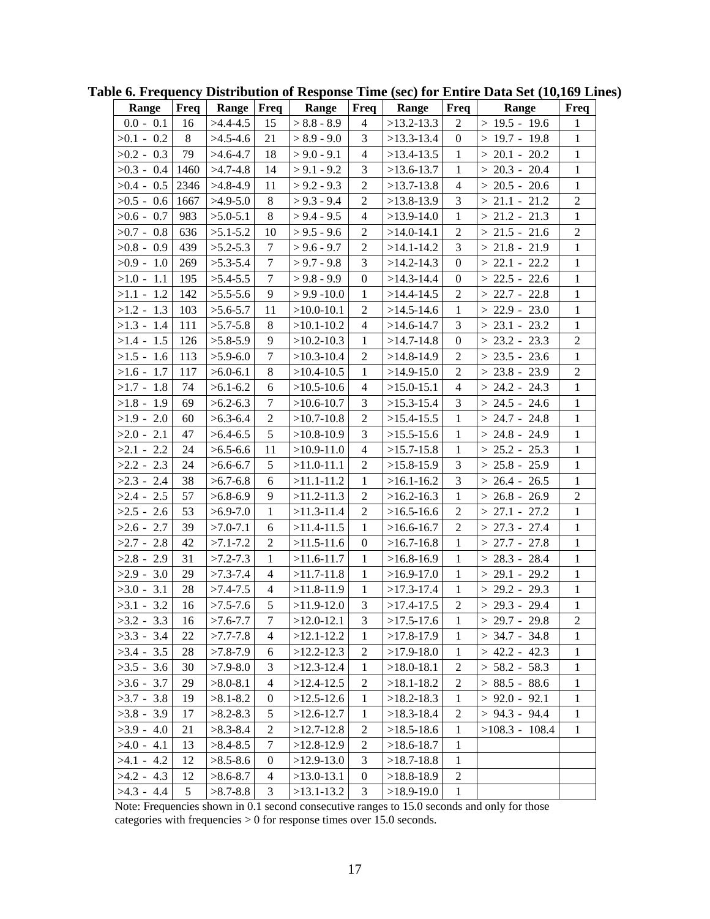**Table 6. Frequency Distribution of Response Time (sec) for Entire Data Set (10,169 Lines)**

| Range | Freq | Range | Freq | Range | Freq | Range | Freq | Range | Freq |
|---|---|---|---|---|---|---|---|---|---|
| 0.0 - 0.1 | 16 | >4.4-4.5 | 15 | > 8.8 - 8.9 | 4 | >13.2-13.3 | 2 | > 19.5 - 19.6 | 1 |
| >0.1 - 0.2 | 8 | >4.5-4.6 | 21 | > 8.9 - 9.0 | 3 | >13.3-13.4 | 0 | > 19.7 - 19.8 | 1 |
| >0.2 - 0.3 | 79 | >4.6-4.7 | 18 | > 9.0 - 9.1 | 4 | >13.4-13.5 | 1 | > 20.1 - 20.2 | 1 |
| >0.3 - 0.4 | 1460 | >4.7-4.8 | 14 | > 9.1 - 9.2 | 3 | >13.6-13.7 | 1 | > 20.3 - 20.4 | 1 |
| >0.4 - 0.5 | 2346 | >4.8-4.9 | 11 | > 9.2 - 9.3 | 2 | >13.7-13.8 | 4 | > 20.5 - 20.6 | 1 |
| >0.5 - 0.6 | 1667 | >4.9-5.0 | 8 | > 9.3 - 9.4 | 2 | >13.8-13.9 | 3 | > 21.1 - 21.2 | 2 |
| >0.6 - 0.7 | 983 | >5.0-5.1 | 8 | > 9.4 - 9.5 | 4 | >13.9-14.0 | 1 | > 21.2 - 21.3 | 1 |
| >0.7 - 0.8 | 636 | >5.1-5.2 | 10 | > 9.5 - 9.6 | 2 | >14.0-14.1 | 2 | > 21.5 - 21.6 | 2 |
| >0.8 - 0.9 | 439 | >5.2-5.3 | 7 | > 9.6 - 9.7 | 2 | >14.1-14.2 | 3 | > 21.8 - 21.9 | 1 |
| >0.9 - 1.0 | 269 | >5.3-5.4 | 7 | > 9.7 - 9.8 | 3 | >14.2-14.3 | 0 | > 22.1 - 22.2 | 1 |
| >1.0 - 1.1 | 195 | >5.4-5.5 | 7 | > 9.8 - 9.9 | 0 | >14.3-14.4 | 0 | > 22.5 - 22.6 | 1 |
| >1.1 - 1.2 | 142 | >5.5-5.6 | 9 | > 9.9 -10.0 | 1 | >14.4-14.5 | 2 | > 22.7 - 22.8 | 1 |
| >1.2 - 1.3 | 103 | >5.6-5.7 | 11 | >10.0-10.1 | 2 | >14.5-14.6 | 1 | > 22.9 - 23.0 | 1 |
| >1.3 - 1.4 | 111 | >5.7-5.8 | 8 | >10.1-10.2 | 4 | >14.6-14.7 | 3 | > 23.1 - 23.2 | 1 |
| >1.4 - 1.5 | 126 | >5.8-5.9 | 9 | >10.2-10.3 | 1 | >14.7-14.8 | 0 | > 23.2 - 23.3 | 2 |
| >1.5 - 1.6 | 113 | >5.9-6.0 | 7 | >10.3-10.4 | 2 | >14.8-14.9 | 2 | > 23.5 - 23.6 | 1 |
| >1.6 - 1.7 | 117 | >6.0-6.1 | 8 | >10.4-10.5 | 1 | >14.9-15.0 | 2 | > 23.8 - 23.9 | 2 |
| >1.7 - 1.8 | 74 | >6.1-6.2 | 6 | >10.5-10.6 | 4 | >15.0-15.1 | 4 | > 24.2 - 24.3 | 1 |
| >1.8 - 1.9 | 69 | >6.2-6.3 | 7 | >10.6-10.7 | 3 | >15.3-15.4 | 3 | > 24.5 - 24.6 | 1 |
| >1.9 - 2.0 | 60 | >6.3-6.4 | 2 | >10.7-10.8 | 2 | >15.4-15.5 | 1 | > 24.7 - 24.8 | 1 |
| >2.0 - 2.1 | 47 | >6.4-6.5 | 5 | >10.8-10.9 | 3 | >15.5-15.6 | 1 | > 24.8 - 24.9 | 1 |
| >2.1 - 2.2 | 24 | >6.5-6.6 | 11 | >10.9-11.0 | 4 | >15.7-15.8 | 1 | > 25.2 - 25.3 | 1 |
| >2.2 - 2.3 | 24 | >6.6-6.7 | 5 | >11.0-11.1 | 2 | >15.8-15.9 | 3 | > 25.8 - 25.9 | 1 |
| >2.3 - 2.4 | 38 | >6.7-6.8 | 6 | >11.1-11.2 | 1 | >16.1-16.2 | 3 | > 26.4 - 26.5 | 1 |
| >2.4 - 2.5 | 57 | >6.8-6.9 | 9 | >11.2-11.3 | 2 | >16.2-16.3 | 1 | > 26.8 - 26.9 | 2 |
| >2.5 - 2.6 | 53 | >6.9-7.0 | 1 | >11.3-11.4 | 2 | >16.5-16.6 | 2 | > 27.1 - 27.2 | 1 |
| >2.6 - 2.7 | 39 | >7.0-7.1 | 6 | >11.4-11.5 | 1 | >16.6-16.7 | 2 | > 27.3 - 27.4 | 1 |
| >2.7 - 2.8 | 42 | >7.1-7.2 | 2 | >11.5-11.6 | 0 | >16.7-16.8 | 1 | > 27.7 - 27.8 | 1 |
| >2.8 - 2.9 | 31 | >7.2-7.3 | 1 | >11.6-11.7 | 1 | >16.8-16.9 | 1 | > 28.3 - 28.4 | 1 |
| >2.9 - 3.0 | 29 | >7.3-7.4 | 4 | >11.7-11.8 | 1 | >16.9-17.0 | 1 | > 29.1 - 29.2 | 1 |
| >3.0 - 3.1 | 28 | >7.4-7.5 | 4 | >11.8-11.9 | 1 | >17.3-17.4 | 1 | > 29.2 - 29.3 | 1 |
| >3.1 - 3.2 | 16 | >7.5-7.6 | 5 | >11.9-12.0 | 3 | >17.4-17.5 | 2 | > 29.3 - 29.4 | 1 |
| >3.2 - 3.3 | 16 | >7.6-7.7 | 7 | >12.0-12.1 | 3 | >17.5-17.6 | 1 | > 29.7 - 29.8 | 2 |
| >3.3 - 3.4 | 22 | >7.7-7.8 | 4 | >12.1-12.2 | 1 | >17.8-17.9 | 1 | > 34.7 - 34.8 | 1 |
| >3.4 - 3.5 | 28 | >7.8-7.9 | 6 | >12.2-12.3 | 2 | >17.9-18.0 | 1 | > 42.2 - 42.3 | 1 |
| >3.5 - 3.6 | 30 | >7.9-8.0 | 3 | >12.3-12.4 | 1 | >18.0-18.1 | 2 | > 58.2 - 58.3 | 1 |
| >3.6 - 3.7 | 29 | >8.0-8.1 | 4 | >12.4-12.5 | 2 | >18.1-18.2 | 2 | > 88.5 - 88.6 | 1 |
| >3.7 - 3.8 | 19 | >8.1-8.2 | 0 | >12.5-12.6 | 1 | >18.2-18.3 | 1 | > 92.0 - 92.1 | 1 |
| >3.8 - 3.9 | 17 | >8.2-8.3 | 5 | >12.6-12.7 | 1 | >18.3-18.4 | 2 | > 94.3 - 94.4 | 1 |
| >3.9 - 4.0 | 21 | >8.3-8.4 | 2 | >12.7-12.8 | 2 | >18.5-18.6 | 1 | >108.3 - 108.4 | 1 |
| >4.0 - 4.1 | 13 | >8.4-8.5 | 7 | >12.8-12.9 | 2 | >18.6-18.7 | 1 | | |
| >4.1 - 4.2 | 12 | >8.5-8.6 | 0 | >12.9-13.0 | 3 | >18.7-18.8 | 1 | | |
| >4.2 - 4.3 | 12 | >8.6-8.7 | 4 | >13.0-13.1 | 0 | >18.8-18.9 | 2 | | |
| >4.3 - 4.4 | 5 | >8.7-8.8 | 3 | >13.1-13.2 | 3 | >18.9-19.0 | 1 | | |

Note: Frequencies shown in 0.1 second consecutive ranges to 15.0 seconds and only for those categories with frequencies > 0 for response times over 15.0 seconds.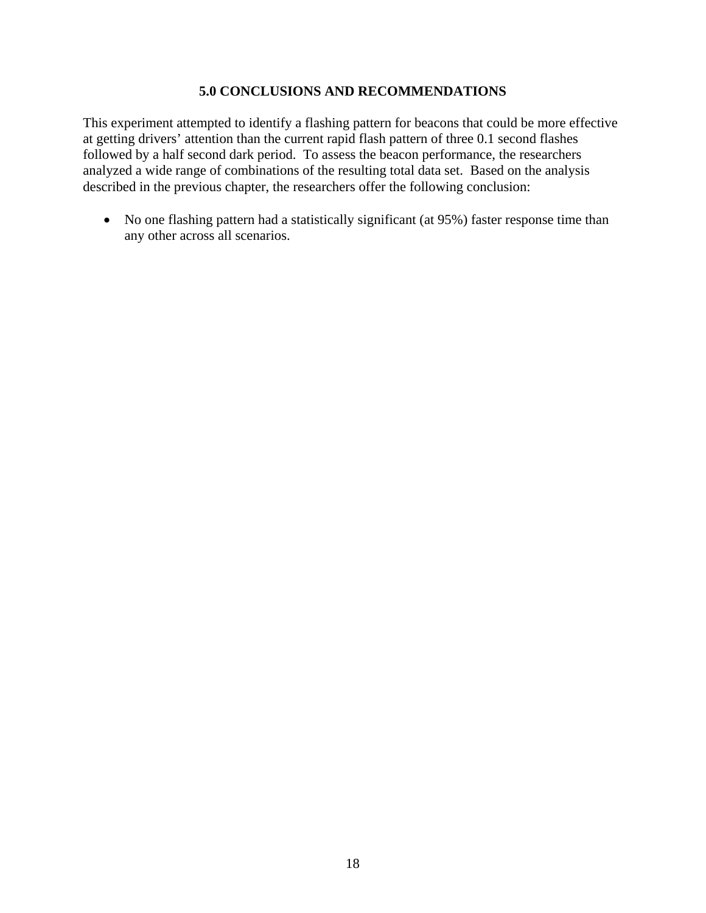## 5.0 CONCLUSIONS AND RECOMMENDATIONS

This experiment attempted to identify a flashing pattern for beacons that could be more effective at getting drivers' attention than the current rapid flash pattern of three 0.1 second flashes followed by a half second dark period. To assess the beacon performance, the researchers analyzed a wide range of combinations of the resulting total data set. Based on the analysis described in the previous chapter, the researchers offer the following conclusion:

- No one flashing pattern had a statistically significant (at 95%) faster response time than any other across all scenarios.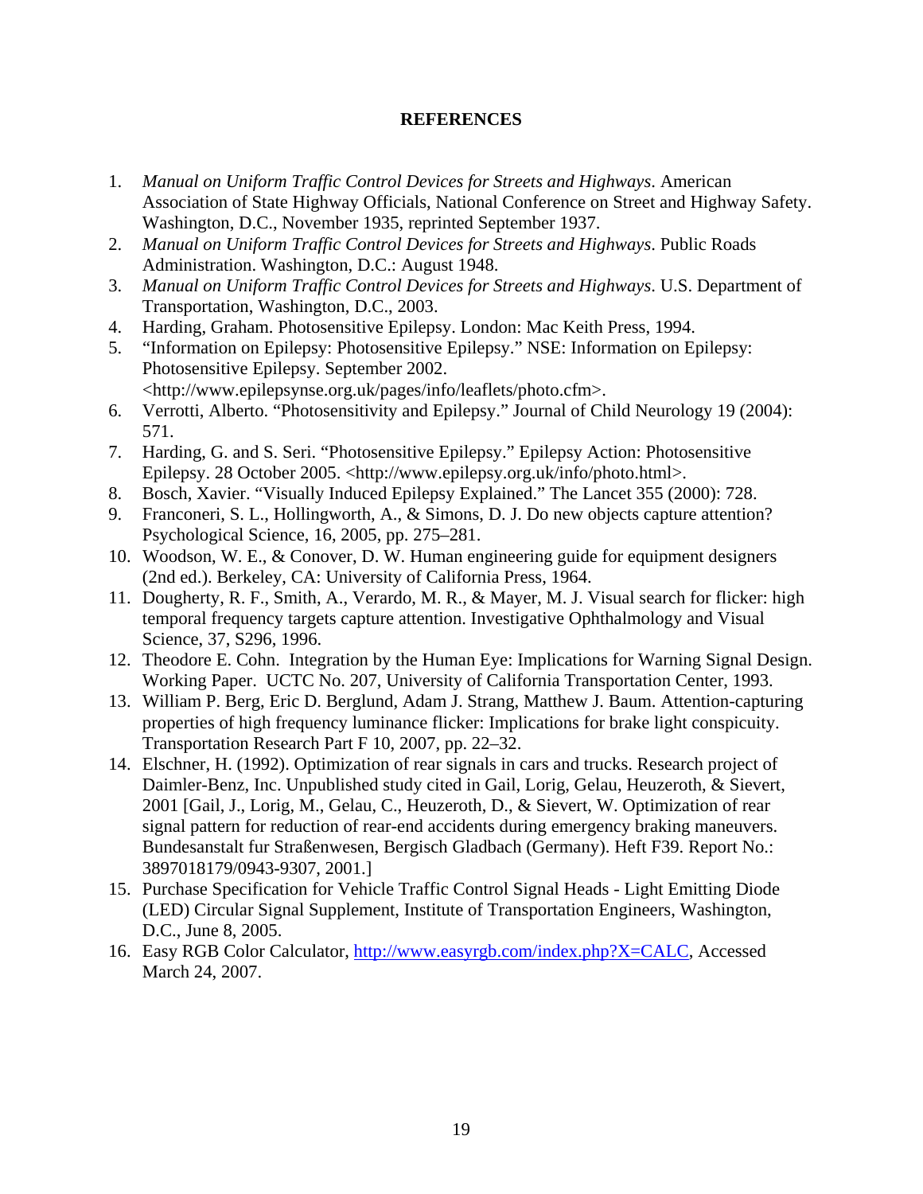# REFERENCES

1. *Manual on Uniform Traffic Control Devices for Streets and Highways*. American Association of State Highway Officials, National Conference on Street and Highway Safety. Washington, D.C., November 1935, reprinted September 1937.
2. *Manual on Uniform Traffic Control Devices for Streets and Highways*. Public Roads Administration. Washington, D.C.: August 1948.
3. *Manual on Uniform Traffic Control Devices for Streets and Highways*. U.S. Department of Transportation, Washington, D.C., 2003.
4. Harding, Graham. Photosensitive Epilepsy. London: Mac Keith Press, 1994.
5. "Information on Epilepsy: Photosensitive Epilepsy." NSE: Information on Epilepsy: Photosensitive Epilepsy. September 2002. <http://www.epilepsynse.org.uk/pages/info/leaflets/photo.cfm>.
6. Verrotti, Alberto. "Photosensitivity and Epilepsy." Journal of Child Neurology 19 (2004): 571.
7. Harding, G. and S. Seri. "Photosensitive Epilepsy." Epilepsy Action: Photosensitive Epilepsy. 28 October 2005. <http://www.epilepsy.org.uk/info/photo.html>.
8. Bosch, Xavier. "Visually Induced Epilepsy Explained." The Lancet 355 (2000): 728.
9. Franconeri, S. L., Hollingworth, A., & Simons, D. J. Do new objects capture attention? Psychological Science, 16, 2005, pp. 275–281.
10. Woodson, W. E., & Conover, D. W. Human engineering guide for equipment designers (2nd ed.). Berkeley, CA: University of California Press, 1964.
11. Dougherty, R. F., Smith, A., Verardo, M. R., & Mayer, M. J. Visual search for flicker: high temporal frequency targets capture attention. Investigative Ophthalmology and Visual Science, 37, S296, 1996.
12. Theodore E. Cohn. Integration by the Human Eye: Implications for Warning Signal Design. Working Paper. UCTC No. 207, University of California Transportation Center, 1993.
13. William P. Berg, Eric D. Berglund, Adam J. Strang, Matthew J. Baum. Attention-capturing properties of high frequency luminance flicker: Implications for brake light conspicuity. Transportation Research Part F 10, 2007, pp. 22–32.
14. Elschner, H. (1992). Optimization of rear signals in cars and trucks. Research project of Daimler-Benz, Inc. Unpublished study cited in Gail, Lorig, Gelau, Heuzeroth, & Sievert, 2001 [Gail, J., Lorig, M., Gelau, C., Heuzeroth, D., & Sievert, W. Optimization of rear signal pattern for reduction of rear-end accidents during emergency braking maneuvers. Bundesanstalt fur Straßenwesen, Bergisch Gladbach (Germany). Heft F39. Report No.: 3897018179/0943-9307, 2001.]
15. Purchase Specification for Vehicle Traffic Control Signal Heads - Light Emitting Diode (LED) Circular Signal Supplement, Institute of Transportation Engineers, Washington, D.C., June 8, 2005.
16. Easy RGB Color Calculator, http://www.easyrgb.com/index.php?X=CALC, Accessed March 24, 2007.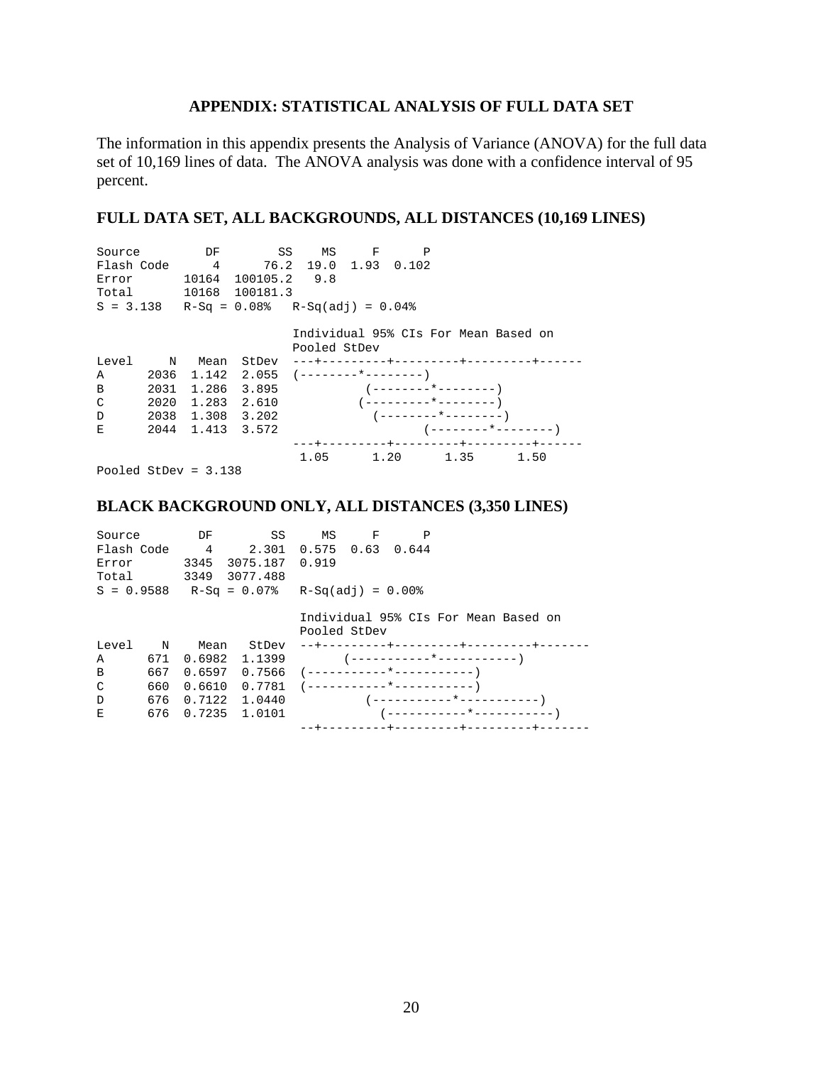## APPENDIX: STATISTICAL ANALYSIS OF FULL DATA SET

The information in this appendix presents the Analysis of Variance (ANOVA) for the full data set of 10,169 lines of data. The ANOVA analysis was done with a confidence interval of 95 percent.

### FULL DATA SET, ALL BACKGROUNDS, ALL DISTANCES (10,169 LINES)

```
Source          DF        SS    MS     F      P
Flash Code       4      76.2  19.0  1.93  0.102
Error        10164  100105.2   9.8
Total        10168  100181.3
S = 3.138   R-Sq = 0.08%   R-Sq(adj) = 0.04%

                           Individual 95% CIs For Mean Based on
                           Pooled StDev
Level     N   Mean  StDev  ---+---------+---------+---------+------
A      2036  1.142  2.055  (--------*--------)
B      2031  1.286  3.895           (--------*--------)
C      2020  1.283  2.610          (---------*--------)
D      2038  1.308  3.202            (--------*--------)
E      2044  1.413  3.572                   (--------*--------)
                           ---+---------+---------+---------+------
                            1.05      1.20      1.35      1.50
Pooled StDev = 3.138
```

### BLACK BACKGROUND ONLY, ALL DISTANCES (3,350 LINES)

```
Source        DF        SS     MS     F      P
Flash Code     4     2.301  0.575  0.63  0.644
Error       3345  3075.187  0.919
Total       3349  3077.488
S = 0.9588   R-Sq = 0.07%   R-Sq(adj) = 0.00%

                            Individual 95% CIs For Mean Based on
                            Pooled StDev
Level    N    Mean   StDev  --+---------+---------+---------+-------
A      671  0.6982  1.1399        (-----------*-----------)
B      667  0.6597  0.7566  (-----------*-----------)
C      660  0.6610  0.7781  (-----------*-----------)
D      676  0.7122  1.0440           (-----------*-----------)
E      676  0.7235  1.0101             (-----------*-----------)
                            --+---------+---------+---------+-------
```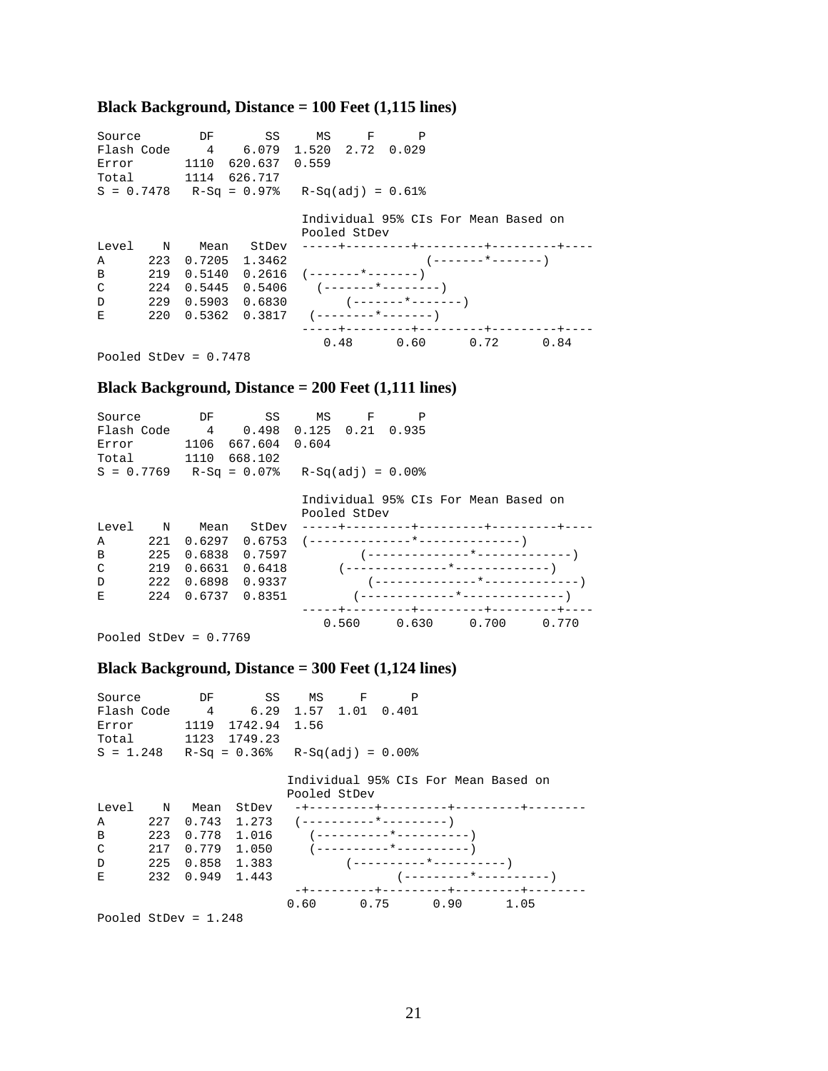**Black Background, Distance = 100 Feet (1,115 lines)**

```
Source        DF       SS     MS     F      P
Flash Code     4    6.079  1.520  2.72  0.029
Error       1110  620.637  0.559
Total       1114  626.717
S = 0.7478   R-Sq = 0.97%   R-Sq(adj) = 0.61%

                              Individual 95% CIs For Mean Based on
                              Pooled StDev
Level    N    Mean   StDev  -----+---------+---------+---------+----
A      223  0.7205  1.3462                 (-------*-------)
B      219  0.5140  0.2616  (-------*-------)
C      224  0.5445  0.5406    (-------*--------)
D      229  0.5903  0.6830        (-------*-------)
E      220  0.5362  0.3817   (--------*-------)
                            -----+---------+---------+---------+----
                               0.48      0.60      0.72      0.84
Pooled StDev = 0.7478
```

**Black Background, Distance = 200 Feet (1,111 lines)**

```
Source        DF       SS     MS     F      P
Flash Code     4    0.498  0.125  0.21  0.935
Error       1106  667.604  0.604
Total       1110  668.102
S = 0.7769   R-Sq = 0.07%   R-Sq(adj) = 0.00%

                              Individual 95% CIs For Mean Based on
                              Pooled StDev
Level    N    Mean   StDev  -----+---------+---------+---------+----
A      221  0.6297  0.6753  (--------------*--------------)
B      225  0.6838  0.7597          (--------------*-------------)
C      219  0.6631  0.6418       (--------------*-------------)
D      222  0.6898  0.9337           (--------------*-------------)
E      224  0.6737  0.8351         (-------------*--------------)
                            -----+---------+---------+---------+----
                               0.560     0.630     0.700     0.770
Pooled StDev = 0.7769
```

**Black Background, Distance = 300 Feet (1,124 lines)**

```
Source        DF       SS    MS     F      P
Flash Code     4     6.29  1.57  1.01  0.401
Error       1119  1742.94  1.56
Total       1123  1749.23
S = 1.248   R-Sq = 0.36%   R-Sq(adj) = 0.00%

                            Individual 95% CIs For Mean Based on
                            Pooled StDev
Level    N   Mean  StDev   -+---------+---------+---------+--------
A      227  0.743  1.273   (----------*---------)
B      223  0.778  1.016     (----------*----------)
C      217  0.779  1.050     (----------*----------)
D      225  0.858  1.383          (----------*----------)
E      232  0.949  1.443                 (---------*----------)
                           -+---------+---------+---------+--------
                          0.60      0.75      0.90      1.05
Pooled StDev = 1.248
```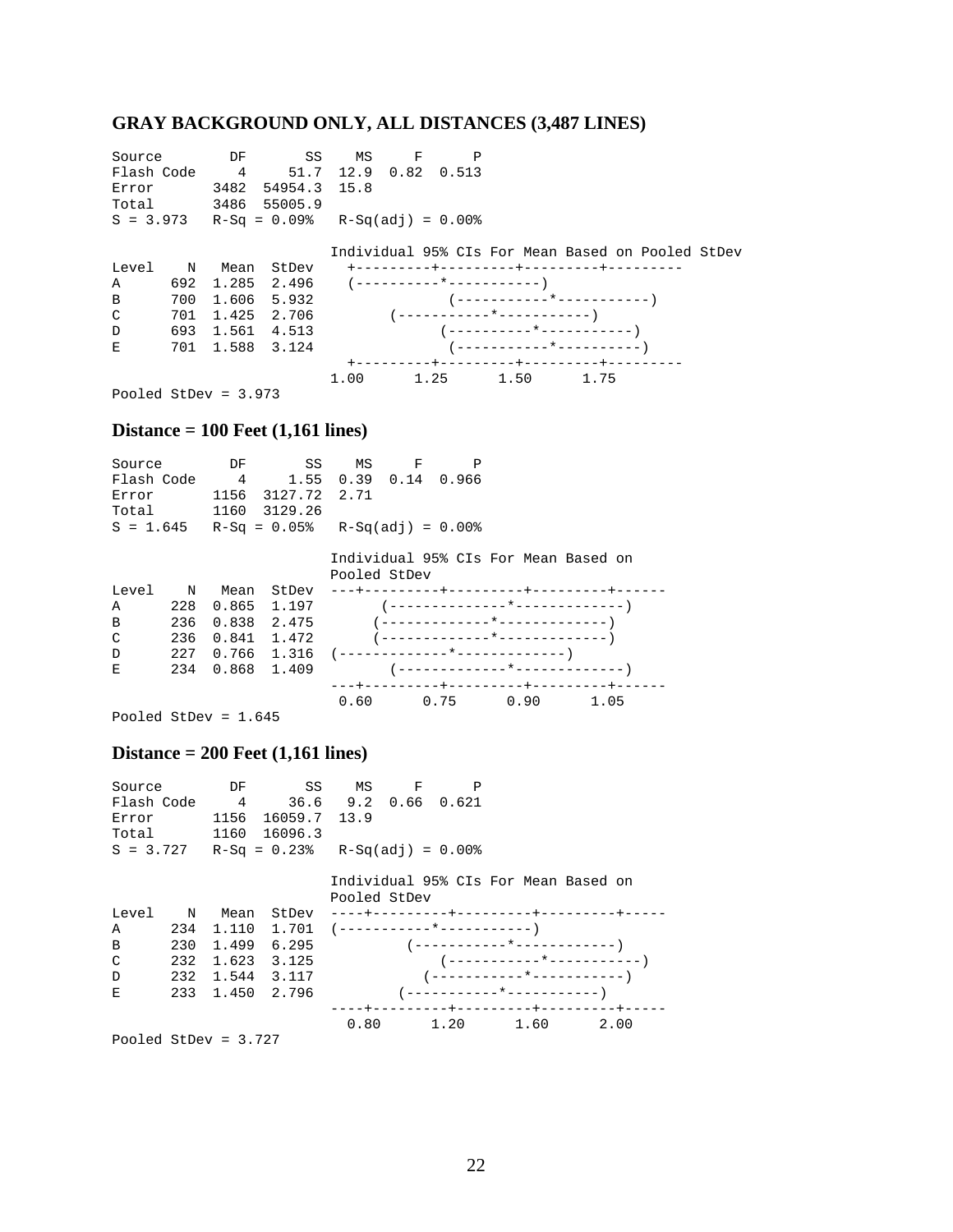## GRAY BACKGROUND ONLY, ALL DISTANCES (3,487 LINES)

```
Source        DF       SS    MS     F      P
Flash Code     4     51.7  12.9  0.82  0.513
Error       3482  54954.3  15.8
Total       3486  55005.9
S = 3.973   R-Sq = 0.09%   R-Sq(adj) = 0.00%

                           Individual 95% CIs For Mean Based on Pooled StDev
Level    N   Mean  StDev   +---------+---------+---------+---------
A      692  1.285  2.496   (----------*-----------)
B      700  1.606  5.932               (-----------*-----------)
C      701  1.425  2.706        (-----------*-----------)
D      693  1.561  4.513              (----------*-----------)
E      701  1.588  3.124               (-----------*----------)
                           +---------+---------+---------+---------
                         1.00      1.25      1.50      1.75
Pooled StDev = 3.973
```

### Distance = 100 Feet (1,161 lines)

```
Source        DF       SS    MS     F      P
Flash Code     4     1.55  0.39  0.14  0.966
Error       1156  3127.72  2.71
Total       1160  3129.26
S = 1.645   R-Sq = 0.05%   R-Sq(adj) = 0.00%

                           Individual 95% CIs For Mean Based on
                           Pooled StDev
Level    N   Mean  StDev  ---+---------+---------+---------+------
A      228  0.865  1.197        (-------------*-------------)
B      236  0.838  2.475      (-------------*-------------)
C      236  0.841  1.472      (-------------*-------------)
D      227  0.766  1.316  (-------------*-------------)
E      234  0.868  1.409        (-------------*-------------)
                          ---+---------+---------+---------+------
                           0.60      0.75      0.90      1.05
Pooled StDev = 1.645
```

### Distance = 200 Feet (1,161 lines)

```
Source        DF       SS    MS     F      P
Flash Code     4     36.6   9.2  0.66  0.621
Error       1156  16059.7  13.9
Total       1160  16096.3
S = 3.727   R-Sq = 0.23%   R-Sq(adj) = 0.00%

                           Individual 95% CIs For Mean Based on
                           Pooled StDev
Level    N   Mean  StDev  ----+---------+---------+---------+-----
A      234  1.110  1.701  (-----------*-----------)
B      230  1.499  6.295          (-----------*-----------)
C      232  1.623  3.125              (-----------*-----------)
D      232  1.544  3.117            (-----------*-----------)
E      233  1.450  2.796         (-----------*-----------)
                          ----+---------+---------+---------+-----
                            0.80      1.20      1.60      2.00
Pooled StDev = 3.727
```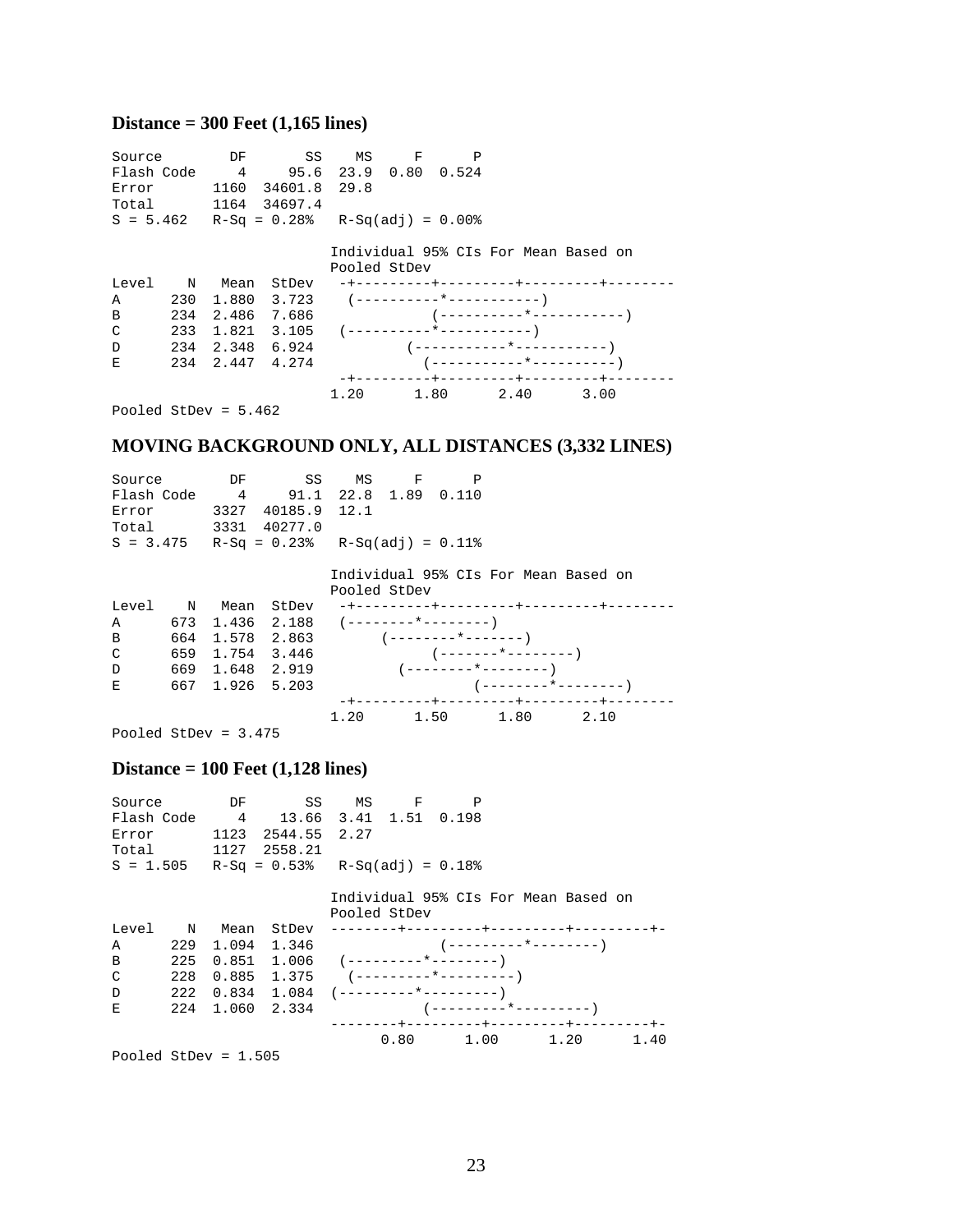**Distance = 300 Feet (1,165 lines)**

```
Source        DF       SS    MS     F      P
Flash Code     4     95.6  23.9  0.80  0.524
Error       1160  34601.8  29.8
Total       1164  34697.4
S = 5.462   R-Sq = 0.28%   R-Sq(adj) = 0.00%

                           Individual 95% CIs For Mean Based on
                           Pooled StDev
Level    N   Mean  StDev   -+---------+---------+---------+--------
A      230  1.880  3.723    (----------*-----------)
B      234  2.486  7.686              (----------*-----------)
C      233  1.821  3.105   (----------*-----------)
D      234  2.348  6.924           (-----------*-----------)
E      234  2.447  4.274             (-----------*----------)
                           -+---------+---------+---------+--------
                           1.20      1.80      2.40      3.00
Pooled StDev = 5.462
```

**MOVING BACKGROUND ONLY, ALL DISTANCES (3,332 LINES)**

```
Source        DF       SS    MS     F      P
Flash Code     4     91.1  22.8  1.89  0.110
Error       3327  40185.9  12.1
Total       3331  40277.0
S = 3.475   R-Sq = 0.23%   R-Sq(adj) = 0.11%

                           Individual 95% CIs For Mean Based on
                           Pooled StDev
Level    N   Mean  StDev   -+---------+---------+---------+--------
A      673  1.436  2.188   (--------*--------)
B      664  1.578  2.863        (--------*-------)
C      659  1.754  3.446              (-------*--------)
D      669  1.648  2.919          (--------*--------)
E      667  1.926  5.203                    (--------*--------)
                           -+---------+---------+---------+--------
                           1.20      1.50      1.80      2.10
Pooled StDev = 3.475
```

**Distance = 100 Feet (1,128 lines)**

```
Source        DF       SS    MS     F      P
Flash Code     4    13.66  3.41  1.51  0.198
Error       1123  2544.55  2.27
Total       1127  2558.21
S = 1.505   R-Sq = 0.53%   R-Sq(adj) = 0.18%

                           Individual 95% CIs For Mean Based on
                           Pooled StDev
Level    N   Mean  StDev   --------+---------+---------+---------+-
A      229  1.094  1.346               (---------*--------)
B      225  0.851  1.006    (---------*--------)
C      228  0.885  1.375     (---------*---------)
D      222  0.834  1.084   (---------*---------)
E      224  1.060  2.334             (---------*---------)
                           --------+---------+---------+---------+-
                                0.80      1.00      1.20      1.40
Pooled StDev = 1.505
```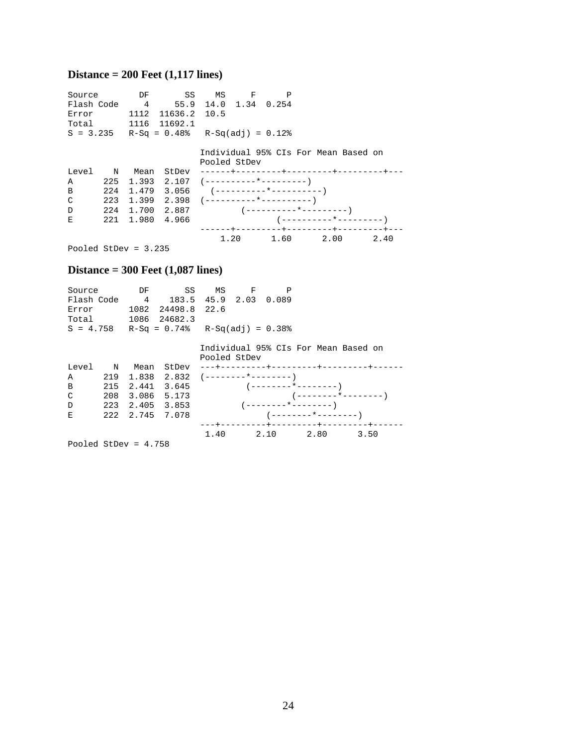**Distance = 200 Feet (1,117 lines)**

```
Source        DF       SS    MS     F      P
Flash Code     4     55.9  14.0  1.34  0.254
Error       1112  11636.2  10.5
Total       1116  11692.1
S = 3.235   R-Sq = 0.48%   R-Sq(adj) = 0.12%

                          Individual 95% CIs For Mean Based on
                          Pooled StDev
Level    N   Mean  StDev  ------+---------+---------+---------+---
A      225  1.393  2.107  (----------*---------)
B      224  1.479  3.056    (----------*----------)
C      223  1.399  2.398  (----------*----------)
D      224  1.700  2.887          (----------*---------)
E      221  1.980  4.966                 (----------*---------)
                          ------+---------+---------+---------+---
                              1.20      1.60      2.00      2.40
Pooled StDev = 3.235
```

**Distance = 300 Feet (1,087 lines)**

```
Source        DF       SS    MS     F      P
Flash Code     4    183.5  45.9  2.03  0.089
Error       1082  24498.8  22.6
Total       1086  24682.3
S = 4.758   R-Sq = 0.74%   R-Sq(adj) = 0.38%

                          Individual 95% CIs For Mean Based on
                          Pooled StDev
Level    N   Mean  StDev  ---+---------+---------+---------+------
A      219  1.838  2.832  (--------*--------)
B      215  2.441  3.645           (--------*--------)
C      208  3.086  5.173                    (--------*--------)
D      223  2.405  3.853          (--------*--------)
E      222  2.745  7.078               (--------*--------)
                          ---+---------+---------+---------+------
                           1.40      2.10      2.80      3.50
Pooled StDev = 4.758
```